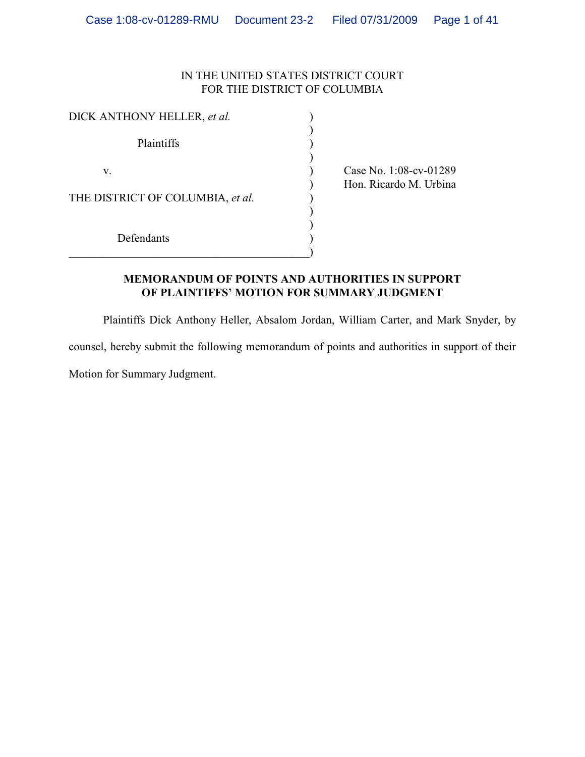IN THE UNITED STATES DISTRICT COURT
FOR THE DISTRICT OF COLUMBIA

| | | |
|---|---|---|
| DICK ANTHONY HELLER, *et al.* | ) | |
| Plaintiffs | ) | |
| v. | ) | Case No. 1:08-cv-01289 |
| | ) | Hon. Ricardo M. Urbina |
| THE DISTRICT OF COLUMBIA, *et al.* | ) | |
| Defendants | ) | |

**MEMORANDUM OF POINTS AND AUTHORITIES IN SUPPORT OF PLAINTIFFS' MOTION FOR SUMMARY JUDGMENT**

Plaintiffs Dick Anthony Heller, Absalom Jordan, William Carter, and Mark Snyder, by counsel, hereby submit the following memorandum of points and authorities in support of their Motion for Summary Judgment.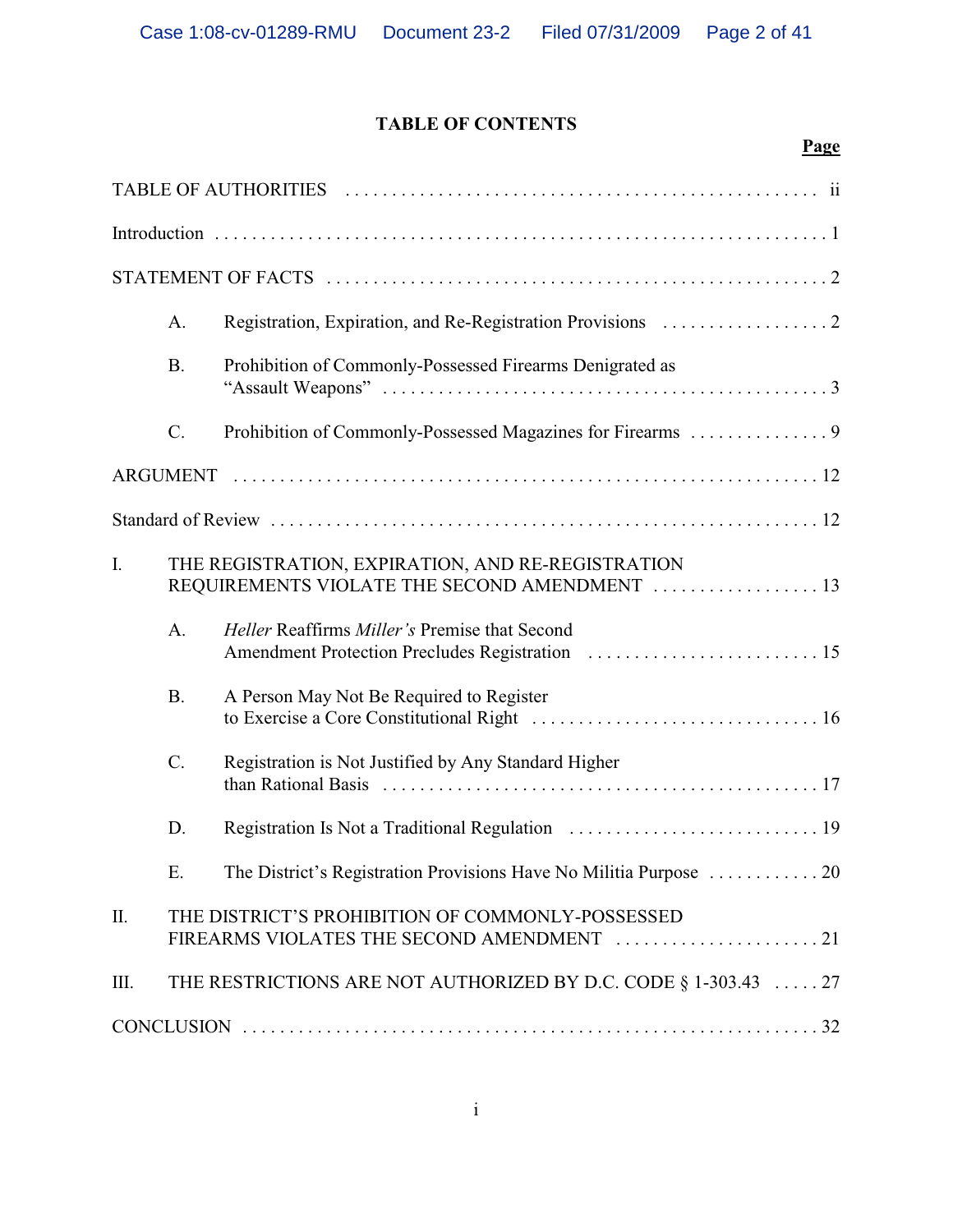# TABLE OF CONTENTS

| | Page |
|---|---|
| TABLE OF AUTHORITIES | ii |
| Introduction | 1 |
| STATEMENT OF FACTS | 2 |
| A. Registration, Expiration, and Re-Registration Provisions | 2 |
| B. Prohibition of Commonly-Possessed Firearms Denigrated as "Assault Weapons" | 3 |
| C. Prohibition of Commonly-Possessed Magazines for Firearms | 9 |
| ARGUMENT | 12 |
| Standard of Review | 12 |
| I. THE REGISTRATION, EXPIRATION, AND RE-REGISTRATION REQUIREMENTS VIOLATE THE SECOND AMENDMENT | 13 |
| A. *Heller* Reaffirms *Miller's* Premise that Second Amendment Protection Precludes Registration | 15 |
| B. A Person May Not Be Required to Register to Exercise a Core Constitutional Right | 16 |
| C. Registration is Not Justified by Any Standard Higher than Rational Basis | 17 |
| D. Registration Is Not a Traditional Regulation | 19 |
| E. The District's Registration Provisions Have No Militia Purpose | 20 |
| II. THE DISTRICT'S PROHIBITION OF COMMONLY-POSSESSED FIREARMS VIOLATES THE SECOND AMENDMENT | 21 |
| III. THE RESTRICTIONS ARE NOT AUTHORIZED BY D.C. CODE § 1-303.43 | 27 |
| CONCLUSION | 32 |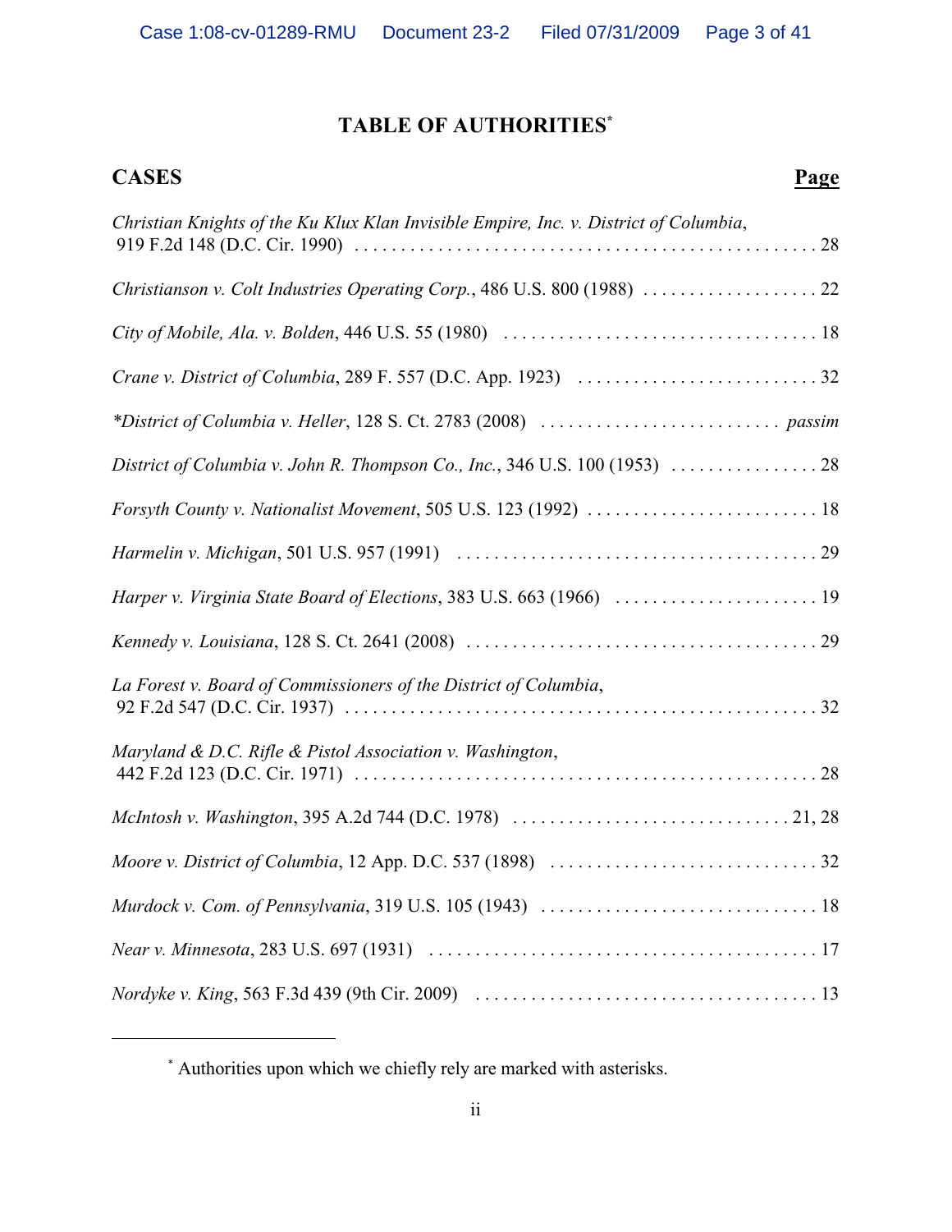# TABLE OF AUTHORITIES[*]

**CASES** **Page**

*Christian Knights of the Ku Klux Klan Invisible Empire, Inc. v. District of Columbia*, 919 F.2d 148 (D.C. Cir. 1990) . . . . . . . . . . 28

*Christianson v. Colt Industries Operating Corp.*, 486 U.S. 800 (1988) . . . . . . . . . . 22

*City of Mobile, Ala. v. Bolden*, 446 U.S. 55 (1980) . . . . . . . . . . 18

*Crane v. District of Columbia*, 289 F. 557 (D.C. App. 1923) . . . . . . . . . . 32

**District of Columbia v. Heller*, 128 S. Ct. 2783 (2008) . . . . . . . . . . *passim*

*District of Columbia v. John R. Thompson Co., Inc.*, 346 U.S. 100 (1953) . . . . . . . . . . 28

*Forsyth County v. Nationalist Movement*, 505 U.S. 123 (1992) . . . . . . . . . . 18

*Harmelin v. Michigan*, 501 U.S. 957 (1991) . . . . . . . . . . 29

*Harper v. Virginia State Board of Elections*, 383 U.S. 663 (1966) . . . . . . . . . . 19

*Kennedy v. Louisiana*, 128 S. Ct. 2641 (2008) . . . . . . . . . . 29

*La Forest v. Board of Commissioners of the District of Columbia*, 92 F.2d 547 (D.C. Cir. 1937) . . . . . . . . . . 32

*Maryland & D.C. Rifle & Pistol Association v. Washington*, 442 F.2d 123 (D.C. Cir. 1971) . . . . . . . . . . 28

*McIntosh v. Washington*, 395 A.2d 744 (D.C. 1978) . . . . . . . . . . 21, 28

*Moore v. District of Columbia*, 12 App. D.C. 537 (1898) . . . . . . . . . . 32

*Murdock v. Com. of Pennsylvania*, 319 U.S. 105 (1943) . . . . . . . . . . 18

*Near v. Minnesota*, 283 U.S. 697 (1931) . . . . . . . . . . 17

*Nordyke v. King*, 563 F.3d 439 (9th Cir. 2009) . . . . . . . . . . 13

---

[*] Authorities upon which we chiefly rely are marked with asterisks.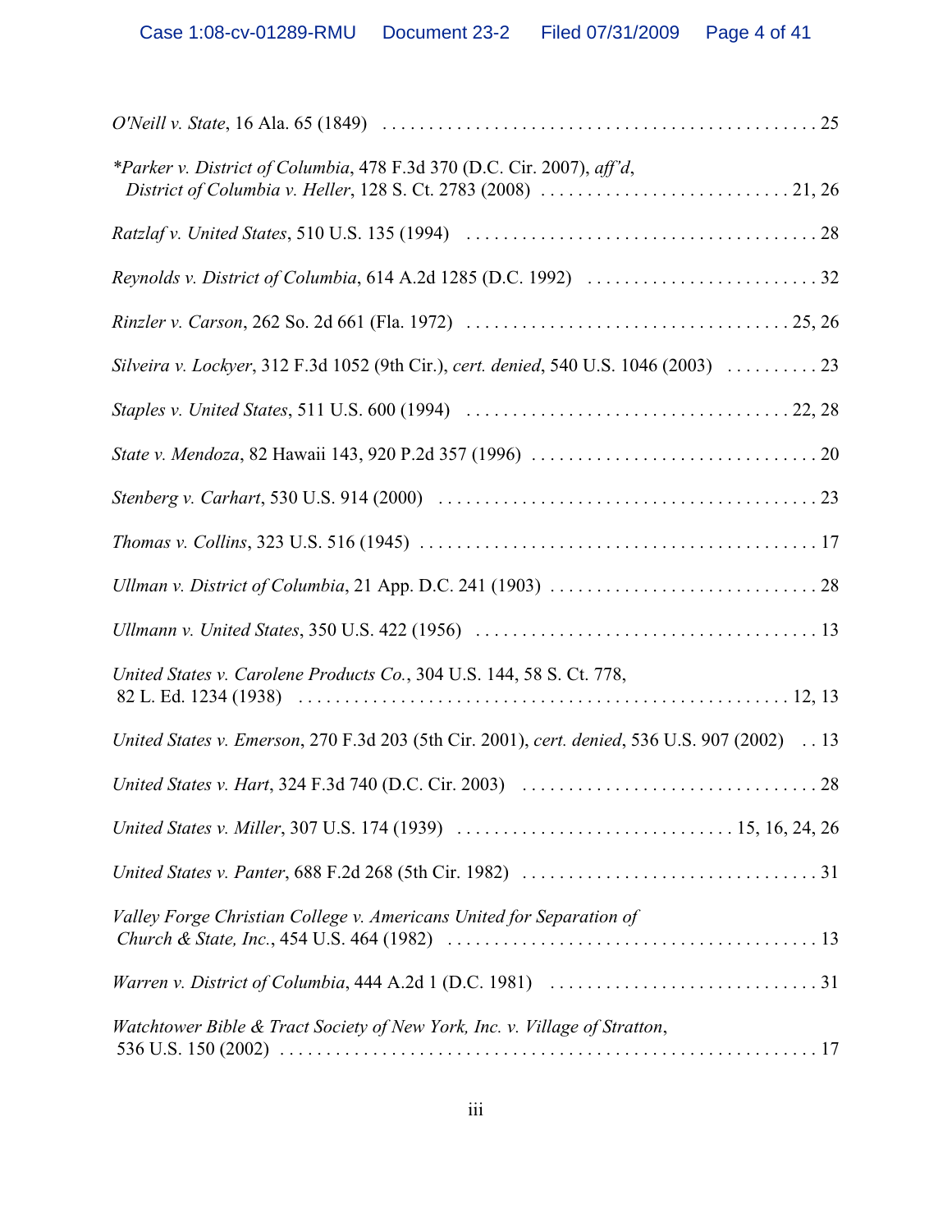*O'Neill v. State*, 16 Ala. 65 (1849) . . . . . . . . . . . . . . . . . . . . . . . . . . . . . . . . . . . . . . . . . . . . . . 25

**Parker v. District of Columbia*, 478 F.3d 370 (D.C. Cir. 2007), *aff'd*, *District of Columbia v. Heller*, 128 S. Ct. 2783 (2008) . . . . . . . . . . . . . . . . . . . . . . . . . . . 21, 26

*Ratzlaf v. United States*, 510 U.S. 135 (1994) . . . . . . . . . . . . . . . . . . . . . . . . . . . . . . . . . . . . . 28

*Reynolds v. District of Columbia*, 614 A.2d 1285 (D.C. 1992) . . . . . . . . . . . . . . . . . . . . . . . . . 32

*Rinzler v. Carson*, 262 So. 2d 661 (Fla. 1972) . . . . . . . . . . . . . . . . . . . . . . . . . . . . . . . . . . . 25, 26

*Silveira v. Lockyer*, 312 F.3d 1052 (9th Cir.), *cert. denied*, 540 U.S. 1046 (2003) . . . . . . . . . . 23

*Staples v. United States*, 511 U.S. 600 (1994) . . . . . . . . . . . . . . . . . . . . . . . . . . . . . . . . . . . 22, 28

*State v. Mendoza*, 82 Hawaii 143, 920 P.2d 357 (1996) . . . . . . . . . . . . . . . . . . . . . . . . . . . . . . . 20

*Stenberg v. Carhart*, 530 U.S. 914 (2000) . . . . . . . . . . . . . . . . . . . . . . . . . . . . . . . . . . . . . . . . . 23

*Thomas v. Collins*, 323 U.S. 516 (1945) . . . . . . . . . . . . . . . . . . . . . . . . . . . . . . . . . . . . . . . . . . 17

*Ullman v. District of Columbia*, 21 App. D.C. 241 (1903) . . . . . . . . . . . . . . . . . . . . . . . . . . . . . 28

*Ullmann v. United States*, 350 U.S. 422 (1956) . . . . . . . . . . . . . . . . . . . . . . . . . . . . . . . . . . . . . 13

*United States v. Carolene Products Co.*, 304 U.S. 144, 58 S. Ct. 778, 82 L. Ed. 1234 (1938) . . . . . . . . . . . . . . . . . . . . . . . . . . . . . . . . . . . . . . . . . . . . . . . . . . . . 12, 13

*United States v. Emerson*, 270 F.3d 203 (5th Cir. 2001), *cert. denied*, 536 U.S. 907 (2002) . . 13

*United States v. Hart*, 324 F.3d 740 (D.C. Cir. 2003) . . . . . . . . . . . . . . . . . . . . . . . . . . . . . . . . 28

*United States v. Miller*, 307 U.S. 174 (1939) . . . . . . . . . . . . . . . . . . . . . . . . . . . . . . 15, 16, 24, 26

*United States v. Panter*, 688 F.2d 268 (5th Cir. 1982) . . . . . . . . . . . . . . . . . . . . . . . . . . . . . . . . 31

*Valley Forge Christian College v. Americans United for Separation of Church & State, Inc.*, 454 U.S. 464 (1982) . . . . . . . . . . . . . . . . . . . . . . . . . . . . . . . . . . . . . . . . 13

*Warren v. District of Columbia*, 444 A.2d 1 (D.C. 1981) . . . . . . . . . . . . . . . . . . . . . . . . . . . . . 31

*Watchtower Bible & Tract Society of New York, Inc. v. Village of Stratton*, 536 U.S. 150 (2002) . . . . . . . . . . . . . . . . . . . . . . . . . . . . . . . . . . . . . . . . . . . . . . . . . . . . . . . . . . . 17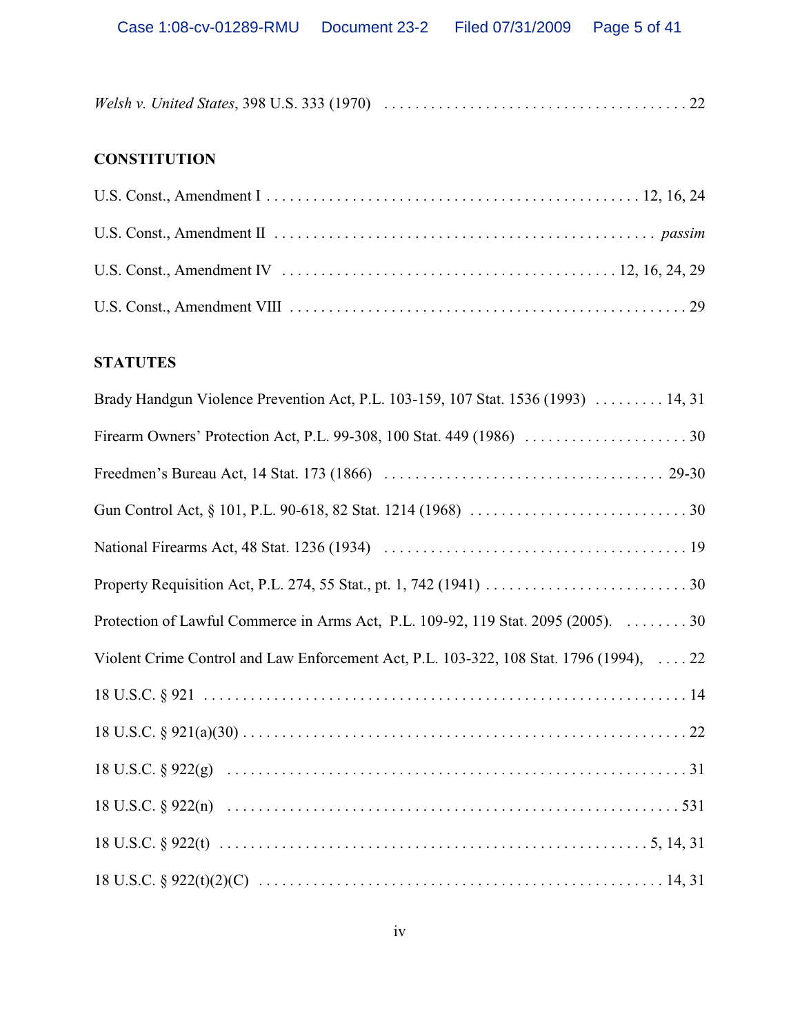*Welsh v. United States*, 398 U.S. 333 (1970) . . . . . . . . . . . . . . . . . . . . . . . . . . . . . . . . . . . . . . 22

**CONSTITUTION**

U.S. Const., Amendment I . . . . . . . . . . . . . . . . . . . . . . . . . . . . . . . . . . . . . . . . . . . . . . . 12, 16, 24

U.S. Const., Amendment II . . . . . . . . . . . . . . . . . . . . . . . . . . . . . . . . . . . . . . . . . . . . . . . . *passim*

U.S. Const., Amendment IV . . . . . . . . . . . . . . . . . . . . . . . . . . . . . . . . . . . . . . . . . . 12, 16, 24, 29

U.S. Const., Amendment VIII . . . . . . . . . . . . . . . . . . . . . . . . . . . . . . . . . . . . . . . . . . . . . . . . . . . 29

**STATUTES**

Brady Handgun Violence Prevention Act, P.L. 103-159, 107 Stat. 1536 (1993) . . . . . . . . . 14, 31

Firearm Owners' Protection Act, P.L. 99-308, 100 Stat. 449 (1986) . . . . . . . . . . . . . . . . . . . . . 30

Freedmen's Bureau Act, 14 Stat. 173 (1866) . . . . . . . . . . . . . . . . . . . . . . . . . . . . . . . . . . . 29-30

Gun Control Act, § 101, P.L. 90-618, 82 Stat. 1214 (1968) . . . . . . . . . . . . . . . . . . . . . . . . . . . . 30

National Firearms Act, 48 Stat. 1236 (1934) . . . . . . . . . . . . . . . . . . . . . . . . . . . . . . . . . . . . . . 19

Property Requisition Act, P.L. 274, 55 Stat., pt. 1, 742 (1941) . . . . . . . . . . . . . . . . . . . . . . . . . . 30

Protection of Lawful Commerce in Arms Act, P.L. 109-92, 119 Stat. 2095 (2005). . . . . . . . . 30

Violent Crime Control and Law Enforcement Act, P.L. 103-322, 108 Stat. 1796 (1994), . . . . 22

18 U.S.C. § 921 . . . . . . . . . . . . . . . . . . . . . . . . . . . . . . . . . . . . . . . . . . . . . . . . . . . . . . . . . . . . 14

18 U.S.C. § 921(a)(30) . . . . . . . . . . . . . . . . . . . . . . . . . . . . . . . . . . . . . . . . . . . . . . . . . . . . . . . 22

18 U.S.C. § 922(g) . . . . . . . . . . . . . . . . . . . . . . . . . . . . . . . . . . . . . . . . . . . . . . . . . . . . . . . . . . 31

18 U.S.C. § 922(n) . . . . . . . . . . . . . . . . . . . . . . . . . . . . . . . . . . . . . . . . . . . . . . . . . . . . . . . . . 531

18 U.S.C. § 922(t) . . . . . . . . . . . . . . . . . . . . . . . . . . . . . . . . . . . . . . . . . . . . . . . . . . . . . 5, 14, 31

18 U.S.C. § 922(t)(2)(C) . . . . . . . . . . . . . . . . . . . . . . . . . . . . . . . . . . . . . . . . . . . . . . . . . . . 14, 31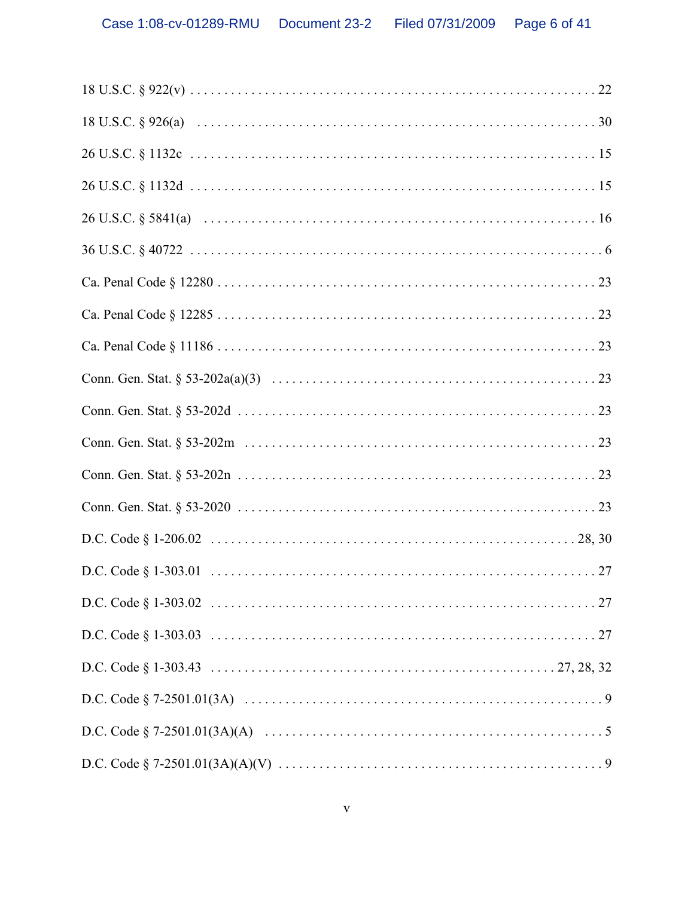18 U.S.C. § 922(v) . . . . . . . . . . . . . . . . . . . . . . . . . . . . . . . . . . . . . . . . . . . . . . . . . . . . . . . . . . 22

18 U.S.C. § 926(a) . . . . . . . . . . . . . . . . . . . . . . . . . . . . . . . . . . . . . . . . . . . . . . . . . . . . . . . . . . 30

26 U.S.C. § 1132c . . . . . . . . . . . . . . . . . . . . . . . . . . . . . . . . . . . . . . . . . . . . . . . . . . . . . . . . . . 15

26 U.S.C. § 1132d . . . . . . . . . . . . . . . . . . . . . . . . . . . . . . . . . . . . . . . . . . . . . . . . . . . . . . . . . . 15

26 U.S.C. § 5841(a) . . . . . . . . . . . . . . . . . . . . . . . . . . . . . . . . . . . . . . . . . . . . . . . . . . . . . . . . . 16

36 U.S.C. § 40722 . . . . . . . . . . . . . . . . . . . . . . . . . . . . . . . . . . . . . . . . . . . . . . . . . . . . . . . . . . . 6

Ca. Penal Code § 12280 . . . . . . . . . . . . . . . . . . . . . . . . . . . . . . . . . . . . . . . . . . . . . . . . . . . . . . 23

Ca. Penal Code § 12285 . . . . . . . . . . . . . . . . . . . . . . . . . . . . . . . . . . . . . . . . . . . . . . . . . . . . . . 23

Ca. Penal Code § 11186 . . . . . . . . . . . . . . . . . . . . . . . . . . . . . . . . . . . . . . . . . . . . . . . . . . . . . . 23

Conn. Gen. Stat. § 53-202a(a)(3) . . . . . . . . . . . . . . . . . . . . . . . . . . . . . . . . . . . . . . . . . . . . . . 23

Conn. Gen. Stat. § 53-202d . . . . . . . . . . . . . . . . . . . . . . . . . . . . . . . . . . . . . . . . . . . . . . . . . . . 23

Conn. Gen. Stat. § 53-202m . . . . . . . . . . . . . . . . . . . . . . . . . . . . . . . . . . . . . . . . . . . . . . . . . . 23

Conn. Gen. Stat. § 53-202n . . . . . . . . . . . . . . . . . . . . . . . . . . . . . . . . . . . . . . . . . . . . . . . . . . . 23

Conn. Gen. Stat. § 53-2020 . . . . . . . . . . . . . . . . . . . . . . . . . . . . . . . . . . . . . . . . . . . . . . . . . . . 23

D.C. Code § 1-206.02 . . . . . . . . . . . . . . . . . . . . . . . . . . . . . . . . . . . . . . . . . . . . . . . . . . . . . 28, 30

D.C. Code § 1-303.01 . . . . . . . . . . . . . . . . . . . . . . . . . . . . . . . . . . . . . . . . . . . . . . . . . . . . . . . . 27

D.C. Code § 1-303.02 . . . . . . . . . . . . . . . . . . . . . . . . . . . . . . . . . . . . . . . . . . . . . . . . . . . . . . . . 27

D.C. Code § 1-303.03 . . . . . . . . . . . . . . . . . . . . . . . . . . . . . . . . . . . . . . . . . . . . . . . . . . . . . . . . 27

D.C. Code § 1-303.43 . . . . . . . . . . . . . . . . . . . . . . . . . . . . . . . . . . . . . . . . . . . . . . . . . . . 27, 28, 32

D.C. Code § 7-2501.01(3A) . . . . . . . . . . . . . . . . . . . . . . . . . . . . . . . . . . . . . . . . . . . . . . . . . . . . 9

D.C. Code § 7-2501.01(3A)(A) . . . . . . . . . . . . . . . . . . . . . . . . . . . . . . . . . . . . . . . . . . . . . . . . . . 5

D.C. Code § 7-2501.01(3A)(A)(V) . . . . . . . . . . . . . . . . . . . . . . . . . . . . . . . . . . . . . . . . . . . . . . . 9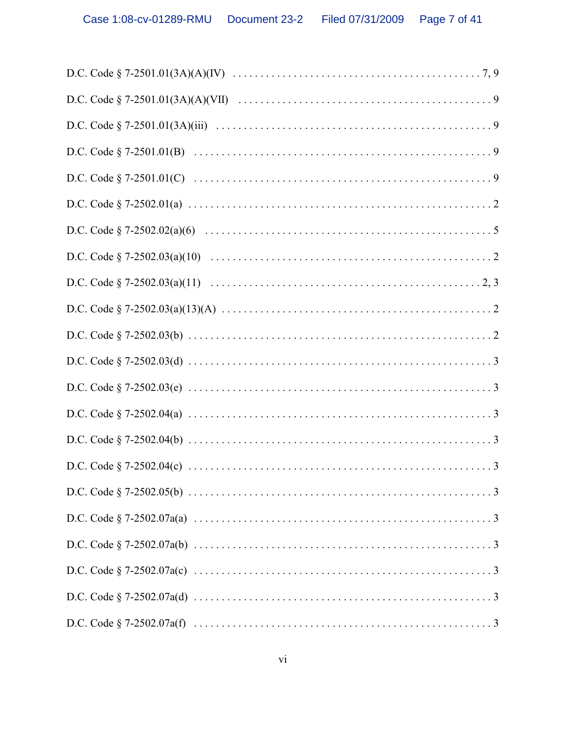D.C. Code § 7-2501.01(3A)(A)(IV) . . . . . . . . . . . . . . . . . . . . . . . . . . . . . . . . . . . . . . . . . . . 7, 9

D.C. Code § 7-2501.01(3A)(A)(VII) . . . . . . . . . . . . . . . . . . . . . . . . . . . . . . . . . . . . . . . . . . . . 9

D.C. Code § 7-2501.01(3A)(iii) . . . . . . . . . . . . . . . . . . . . . . . . . . . . . . . . . . . . . . . . . . . . . . . . 9

D.C. Code § 7-2501.01(B) . . . . . . . . . . . . . . . . . . . . . . . . . . . . . . . . . . . . . . . . . . . . . . . . . . . . 9

D.C. Code § 7-2501.01(C) . . . . . . . . . . . . . . . . . . . . . . . . . . . . . . . . . . . . . . . . . . . . . . . . . . . . 9

D.C. Code § 7-2502.01(a) . . . . . . . . . . . . . . . . . . . . . . . . . . . . . . . . . . . . . . . . . . . . . . . . . . . . . 2

D.C. Code § 7-2502.02(a)(6) . . . . . . . . . . . . . . . . . . . . . . . . . . . . . . . . . . . . . . . . . . . . . . . . . . 5

D.C. Code § 7-2502.03(a)(10) . . . . . . . . . . . . . . . . . . . . . . . . . . . . . . . . . . . . . . . . . . . . . . . . . 2

D.C. Code § 7-2502.03(a)(11) . . . . . . . . . . . . . . . . . . . . . . . . . . . . . . . . . . . . . . . . . . . . . . . 2, 3

D.C. Code § 7-2502.03(a)(13)(A) . . . . . . . . . . . . . . . . . . . . . . . . . . . . . . . . . . . . . . . . . . . . . . . 2

D.C. Code § 7-2502.03(b) . . . . . . . . . . . . . . . . . . . . . . . . . . . . . . . . . . . . . . . . . . . . . . . . . . . . . 2

D.C. Code § 7-2502.03(d) . . . . . . . . . . . . . . . . . . . . . . . . . . . . . . . . . . . . . . . . . . . . . . . . . . . . . 3

D.C. Code § 7-2502.03(e) . . . . . . . . . . . . . . . . . . . . . . . . . . . . . . . . . . . . . . . . . . . . . . . . . . . . . 3

D.C. Code § 7-2502.04(a) . . . . . . . . . . . . . . . . . . . . . . . . . . . . . . . . . . . . . . . . . . . . . . . . . . . . . 3

D.C. Code § 7-2502.04(b) . . . . . . . . . . . . . . . . . . . . . . . . . . . . . . . . . . . . . . . . . . . . . . . . . . . . . 3

D.C. Code § 7-2502.04(c) . . . . . . . . . . . . . . . . . . . . . . . . . . . . . . . . . . . . . . . . . . . . . . . . . . . . . 3

D.C. Code § 7-2502.05(b) . . . . . . . . . . . . . . . . . . . . . . . . . . . . . . . . . . . . . . . . . . . . . . . . . . . . . 3

D.C. Code § 7-2502.07a(a) . . . . . . . . . . . . . . . . . . . . . . . . . . . . . . . . . . . . . . . . . . . . . . . . . . . . 3

D.C. Code § 7-2502.07a(b) . . . . . . . . . . . . . . . . . . . . . . . . . . . . . . . . . . . . . . . . . . . . . . . . . . . . 3

D.C. Code § 7-2502.07a(c) . . . . . . . . . . . . . . . . . . . . . . . . . . . . . . . . . . . . . . . . . . . . . . . . . . . . 3

D.C. Code § 7-2502.07a(d) . . . . . . . . . . . . . . . . . . . . . . . . . . . . . . . . . . . . . . . . . . . . . . . . . . . . 3

D.C. Code § 7-2502.07a(f) . . . . . . . . . . . . . . . . . . . . . . . . . . . . . . . . . . . . . . . . . . . . . . . . . . . . . 3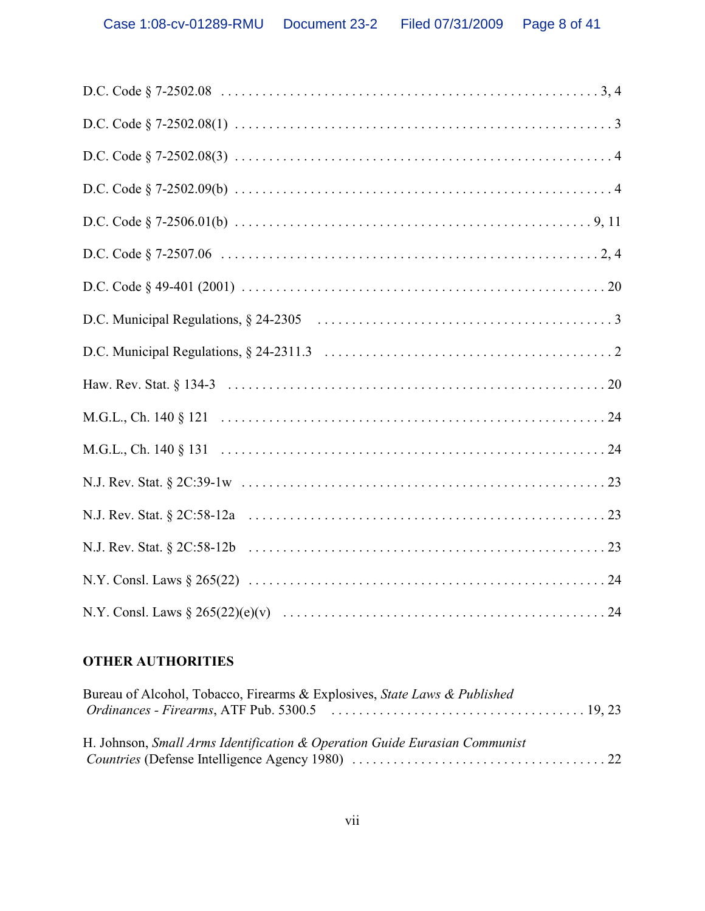D.C. Code § 7-2502.08 . . . . . . . . . . . . . . . . . . . . . . . . . . . . . . . . . . . . . . . . . . . . . . . . . 3, 4

D.C. Code § 7-2502.08(1) . . . . . . . . . . . . . . . . . . . . . . . . . . . . . . . . . . . . . . . . . . . . . . . . . 3

D.C. Code § 7-2502.08(3) . . . . . . . . . . . . . . . . . . . . . . . . . . . . . . . . . . . . . . . . . . . . . . . . . 4

D.C. Code § 7-2502.09(b) . . . . . . . . . . . . . . . . . . . . . . . . . . . . . . . . . . . . . . . . . . . . . . . . . 4

D.C. Code § 7-2506.01(b) . . . . . . . . . . . . . . . . . . . . . . . . . . . . . . . . . . . . . . . . . . . . . . 9, 11

D.C. Code § 7-2507.06 . . . . . . . . . . . . . . . . . . . . . . . . . . . . . . . . . . . . . . . . . . . . . . . . . 2, 4

D.C. Code § 49-401 (2001) . . . . . . . . . . . . . . . . . . . . . . . . . . . . . . . . . . . . . . . . . . . . . . . . 20

D.C. Municipal Regulations, § 24-2305 . . . . . . . . . . . . . . . . . . . . . . . . . . . . . . . . . . . . . . . 3

D.C. Municipal Regulations, § 24-2311.3 . . . . . . . . . . . . . . . . . . . . . . . . . . . . . . . . . . . . . 2

Haw. Rev. Stat. § 134-3 . . . . . . . . . . . . . . . . . . . . . . . . . . . . . . . . . . . . . . . . . . . . . . . . . . 20

M.G.L., Ch. 140 § 121 . . . . . . . . . . . . . . . . . . . . . . . . . . . . . . . . . . . . . . . . . . . . . . . . . . . 24

M.G.L., Ch. 140 § 131 . . . . . . . . . . . . . . . . . . . . . . . . . . . . . . . . . . . . . . . . . . . . . . . . . . . 24

N.J. Rev. Stat. § 2C:39-1w . . . . . . . . . . . . . . . . . . . . . . . . . . . . . . . . . . . . . . . . . . . . . . . . 23

N.J. Rev. Stat. § 2C:58-12a . . . . . . . . . . . . . . . . . . . . . . . . . . . . . . . . . . . . . . . . . . . . . . . 23

N.J. Rev. Stat. § 2C:58-12b . . . . . . . . . . . . . . . . . . . . . . . . . . . . . . . . . . . . . . . . . . . . . . . 23

N.Y. Consl. Laws § 265(22) . . . . . . . . . . . . . . . . . . . . . . . . . . . . . . . . . . . . . . . . . . . . . . . 24

N.Y. Consl. Laws § 265(22)(e)(v) . . . . . . . . . . . . . . . . . . . . . . . . . . . . . . . . . . . . . . . . . . 24

**OTHER AUTHORITIES**

Bureau of Alcohol, Tobacco, Firearms & Explosives, *State Laws & Published Ordinances - Firearms*, ATF Pub. 5300.5 . . . . . . . . . . . . . . . . . . . . . . . . . . . . . . . . . . 19, 23

H. Johnson, *Small Arms Identification & Operation Guide Eurasian Communist Countries* (Defense Intelligence Agency 1980) . . . . . . . . . . . . . . . . . . . . . . . . . . . . . . . . . . . . 22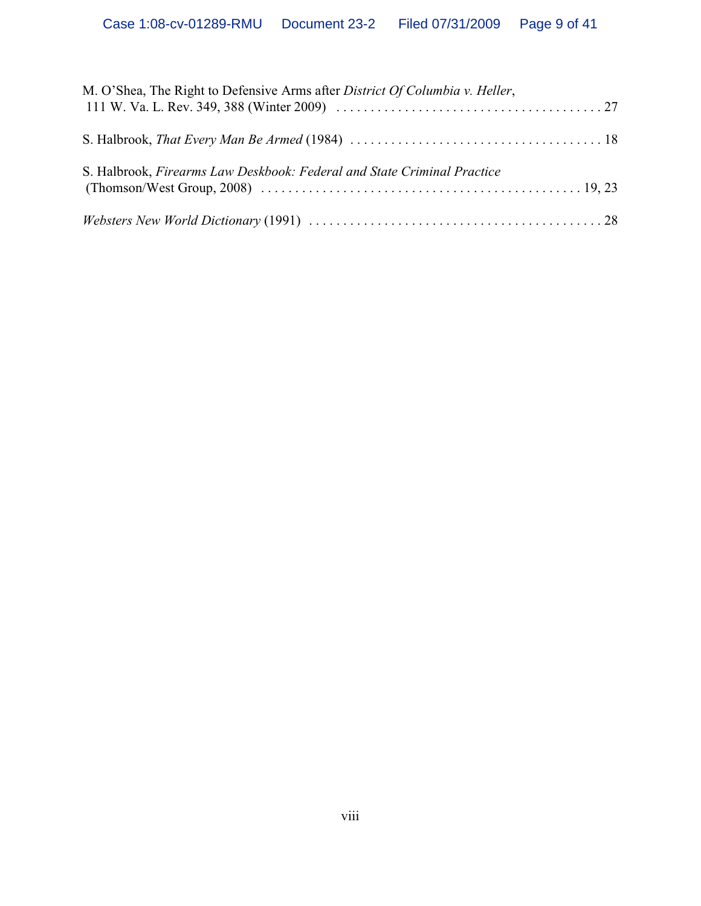M. O'Shea, The Right to Defensive Arms after *District Of Columbia v. Heller*, 111 W. Va. L. Rev. 349, 388 (Winter 2009) . . . . . . . . . . . . . . . . . . . . . . . . . . . . . . . . . . . . . . . . 27

S. Halbrook, *That Every Man Be Armed* (1984) . . . . . . . . . . . . . . . . . . . . . . . . . . . . . . . . . . . . . 18

S. Halbrook, *Firearms Law Deskbook: Federal and State Criminal Practice* (Thomson/West Group, 2008) . . . . . . . . . . . . . . . . . . . . . . . . . . . . . . . . . . . . . . . . . . . . . . . 19, 23

*Websters New World Dictionary* (1991) . . . . . . . . . . . . . . . . . . . . . . . . . . . . . . . . . . . . . . . . . . . 28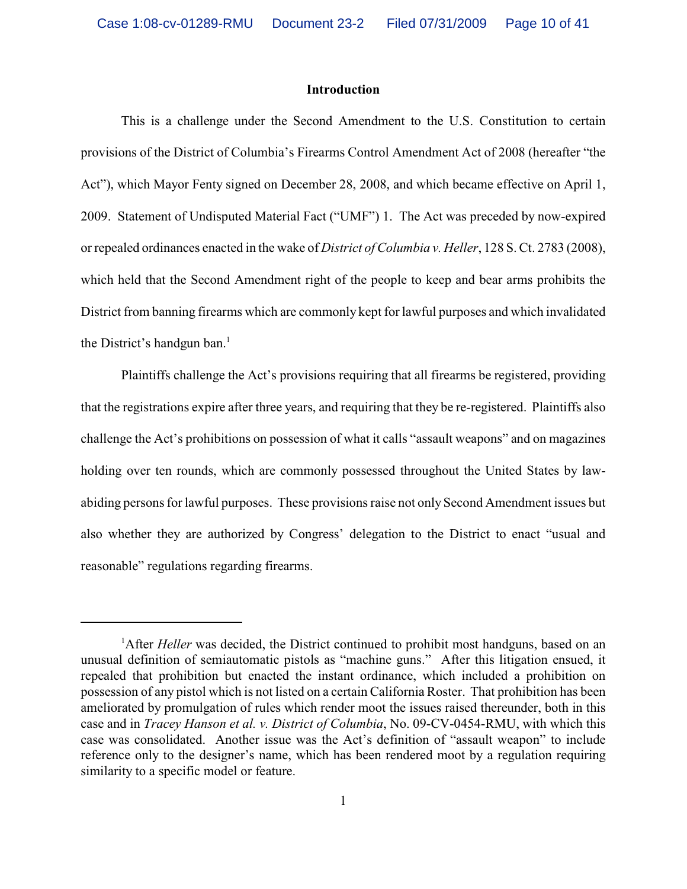## Introduction

This is a challenge under the Second Amendment to the U.S. Constitution to certain provisions of the District of Columbia's Firearms Control Amendment Act of 2008 (hereafter "the Act"), which Mayor Fenty signed on December 28, 2008, and which became effective on April 1, 2009. Statement of Undisputed Material Fact ("UMF") 1. The Act was preceded by now-expired or repealed ordinances enacted in the wake of *District of Columbia v. Heller*, 128 S. Ct. 2783 (2008), which held that the Second Amendment right of the people to keep and bear arms prohibits the District from banning firearms which are commonly kept for lawful purposes and which invalidated the District's handgun ban.[1]

Plaintiffs challenge the Act's provisions requiring that all firearms be registered, providing that the registrations expire after three years, and requiring that they be re-registered. Plaintiffs also challenge the Act's prohibitions on possession of what it calls "assault weapons" and on magazines holding over ten rounds, which are commonly possessed throughout the United States by law-abiding persons for lawful purposes. These provisions raise not only Second Amendment issues but also whether they are authorized by Congress' delegation to the District to enact "usual and reasonable" regulations regarding firearms.

---

[1] After *Heller* was decided, the District continued to prohibit most handguns, based on an unusual definition of semiautomatic pistols as "machine guns." After this litigation ensued, it repealed that prohibition but enacted the instant ordinance, which included a prohibition on possession of any pistol which is not listed on a certain California Roster. That prohibition has been ameliorated by promulgation of rules which render moot the issues raised thereunder, both in this case and in *Tracey Hanson et al. v. District of Columbia*, No. 09-CV-0454-RMU, with which this case was consolidated. Another issue was the Act's definition of "assault weapon" to include reference only to the designer's name, which has been rendered moot by a regulation requiring similarity to a specific model or feature.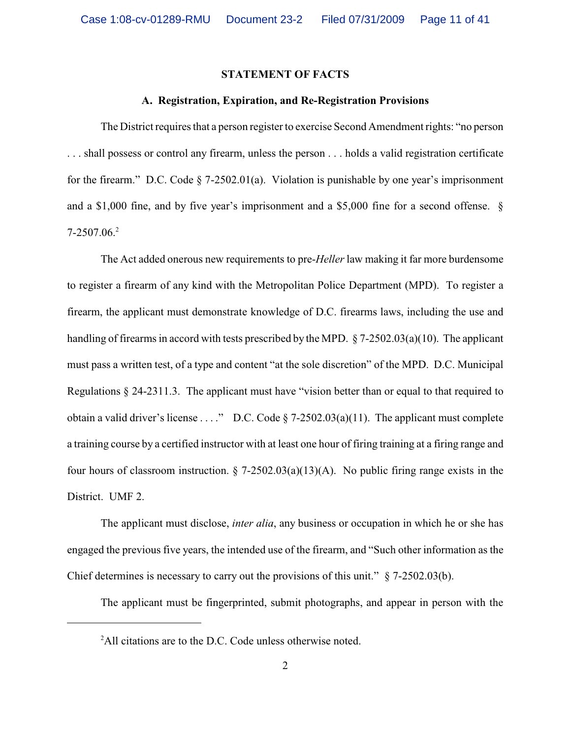## STATEMENT OF FACTS

### A. Registration, Expiration, and Re-Registration Provisions

The District requires that a person register to exercise Second Amendment rights: "no person . . . shall possess or control any firearm, unless the person . . . holds a valid registration certificate for the firearm." D.C. Code § 7-2502.01(a). Violation is punishable by one year's imprisonment and a $1,000 fine, and by five year's imprisonment and a $5,000 fine for a second offense. § 7-2507.06.[2]

The Act added onerous new requirements to pre-*Heller* law making it far more burdensome to register a firearm of any kind with the Metropolitan Police Department (MPD). To register a firearm, the applicant must demonstrate knowledge of D.C. firearms laws, including the use and handling of firearms in accord with tests prescribed by the MPD. § 7-2502.03(a)(10). The applicant must pass a written test, of a type and content "at the sole discretion" of the MPD. D.C. Municipal Regulations § 24-2311.3. The applicant must have "vision better than or equal to that required to obtain a valid driver's license . . . ." D.C. Code § 7-2502.03(a)(11). The applicant must complete a training course by a certified instructor with at least one hour of firing training at a firing range and four hours of classroom instruction. § 7-2502.03(a)(13)(A). No public firing range exists in the District. UMF 2.

The applicant must disclose, *inter alia*, any business or occupation in which he or she has engaged the previous five years, the intended use of the firearm, and "Such other information as the Chief determines is necessary to carry out the provisions of this unit." § 7-2502.03(b).

The applicant must be fingerprinted, submit photographs, and appear in person with the

---

[2]All citations are to the D.C. Code unless otherwise noted.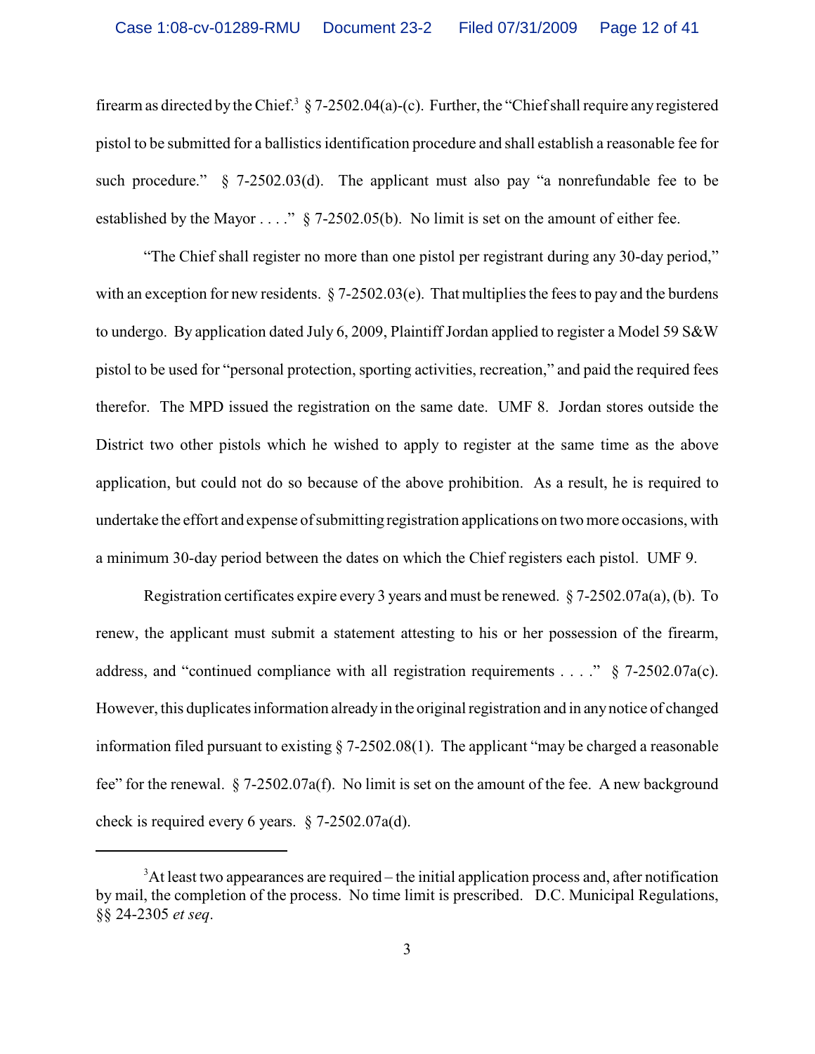firearm as directed by the Chief.[3] § 7-2502.04(a)-(c). Further, the "Chief shall require any registered pistol to be submitted for a ballistics identification procedure and shall establish a reasonable fee for such procedure." § 7-2502.03(d). The applicant must also pay "a nonrefundable fee to be established by the Mayor . . . ." § 7-2502.05(b). No limit is set on the amount of either fee.

"The Chief shall register no more than one pistol per registrant during any 30-day period," with an exception for new residents. § 7-2502.03(e). That multiplies the fees to pay and the burdens to undergo. By application dated July 6, 2009, Plaintiff Jordan applied to register a Model 59 S&W pistol to be used for "personal protection, sporting activities, recreation," and paid the required fees therefor. The MPD issued the registration on the same date. UMF 8. Jordan stores outside the District two other pistols which he wished to apply to register at the same time as the above application, but could not do so because of the above prohibition. As a result, he is required to undertake the effort and expense of submitting registration applications on two more occasions, with a minimum 30-day period between the dates on which the Chief registers each pistol. UMF 9.

Registration certificates expire every 3 years and must be renewed. § 7-2502.07a(a), (b). To renew, the applicant must submit a statement attesting to his or her possession of the firearm, address, and "continued compliance with all registration requirements . . . ." § 7-2502.07a(c). However, this duplicates information already in the original registration and in any notice of changed information filed pursuant to existing § 7-2502.08(1). The applicant "may be charged a reasonable fee" for the renewal. § 7-2502.07a(f). No limit is set on the amount of the fee. A new background check is required every 6 years. § 7-2502.07a(d).

---

[3] At least two appearances are required – the initial application process and, after notification by mail, the completion of the process. No time limit is prescribed. D.C. Municipal Regulations, §§ 24-2305 *et seq*.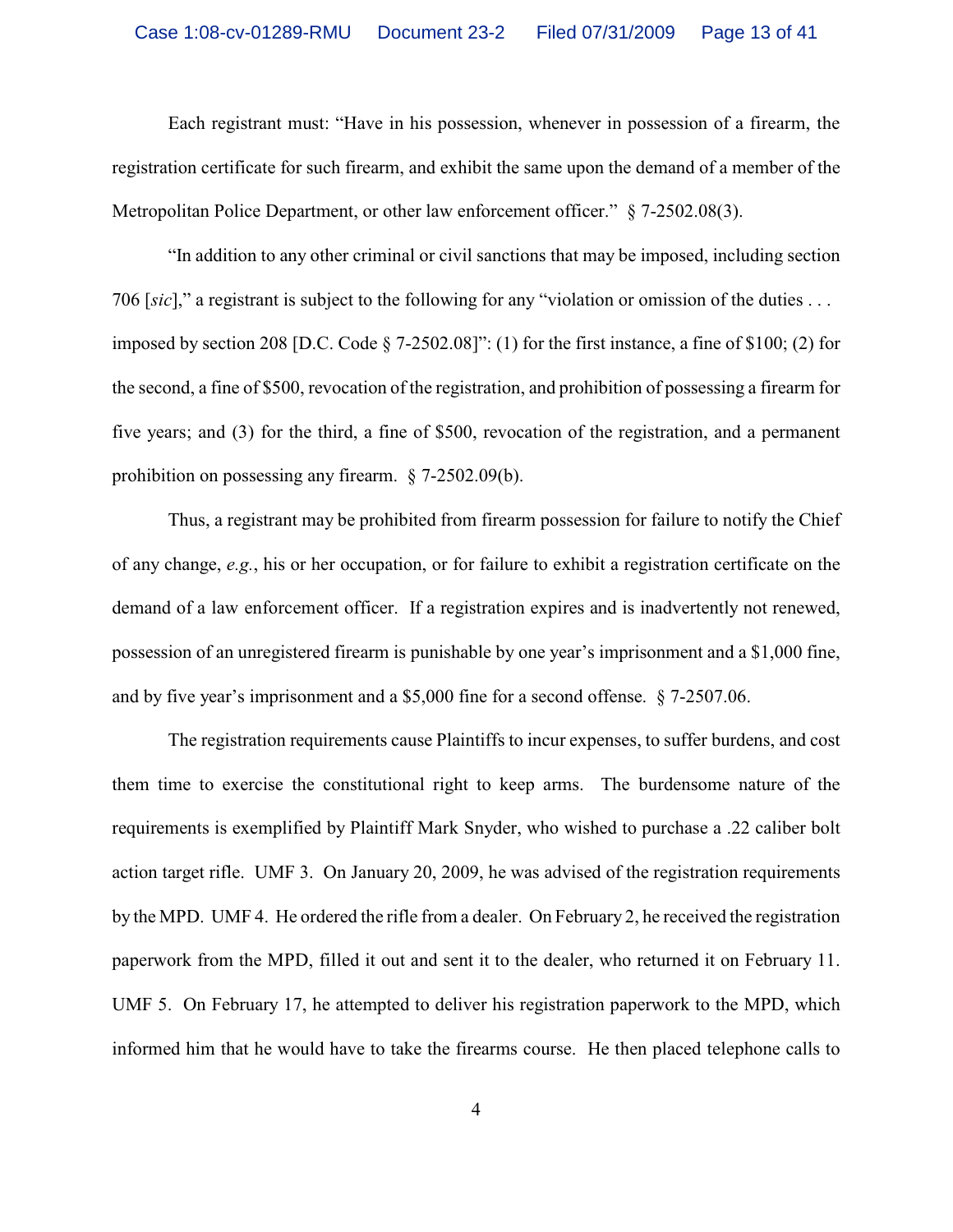Each registrant must: "Have in his possession, whenever in possession of a firearm, the registration certificate for such firearm, and exhibit the same upon the demand of a member of the Metropolitan Police Department, or other law enforcement officer." § 7-2502.08(3).

"In addition to any other criminal or civil sanctions that may be imposed, including section 706 [*sic*]," a registrant is subject to the following for any "violation or omission of the duties . . . imposed by section 208 [D.C. Code § 7-2502.08]": (1) for the first instance, a fine of $100; (2) for the second, a fine of $500, revocation of the registration, and prohibition of possessing a firearm for five years; and (3) for the third, a fine of $500, revocation of the registration, and a permanent prohibition on possessing any firearm. § 7-2502.09(b).

Thus, a registrant may be prohibited from firearm possession for failure to notify the Chief of any change, *e.g.*, his or her occupation, or for failure to exhibit a registration certificate on the demand of a law enforcement officer. If a registration expires and is inadvertently not renewed, possession of an unregistered firearm is punishable by one year's imprisonment and a $1,000 fine, and by five year's imprisonment and a $5,000 fine for a second offense. § 7-2507.06.

The registration requirements cause Plaintiffs to incur expenses, to suffer burdens, and cost them time to exercise the constitutional right to keep arms. The burdensome nature of the requirements is exemplified by Plaintiff Mark Snyder, who wished to purchase a .22 caliber bolt action target rifle. UMF 3. On January 20, 2009, he was advised of the registration requirements by the MPD. UMF 4. He ordered the rifle from a dealer. On February 2, he received the registration paperwork from the MPD, filled it out and sent it to the dealer, who returned it on February 11. UMF 5. On February 17, he attempted to deliver his registration paperwork to the MPD, which informed him that he would have to take the firearms course. He then placed telephone calls to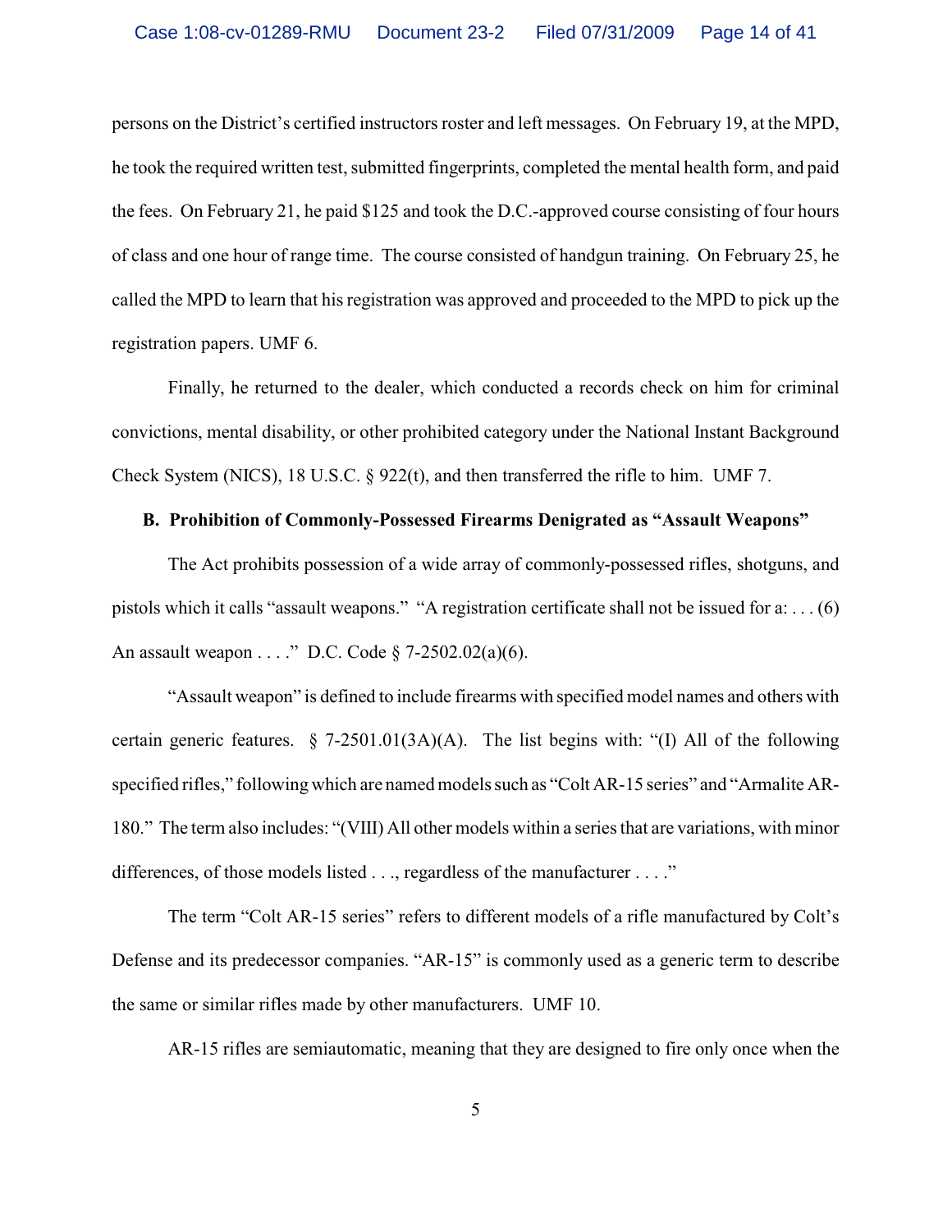persons on the District's certified instructors roster and left messages. On February 19, at the MPD, he took the required written test, submitted fingerprints, completed the mental health form, and paid the fees. On February 21, he paid $125 and took the D.C.-approved course consisting of four hours of class and one hour of range time. The course consisted of handgun training. On February 25, he called the MPD to learn that his registration was approved and proceeded to the MPD to pick up the registration papers. UMF 6.

Finally, he returned to the dealer, which conducted a records check on him for criminal convictions, mental disability, or other prohibited category under the National Instant Background Check System (NICS), 18 U.S.C. § 922(t), and then transferred the rifle to him. UMF 7.

**B. Prohibition of Commonly-Possessed Firearms Denigrated as "Assault Weapons"**

The Act prohibits possession of a wide array of commonly-possessed rifles, shotguns, and pistols which it calls "assault weapons." "A registration certificate shall not be issued for a: . . . (6) An assault weapon . . . ." D.C. Code § 7-2502.02(a)(6).

"Assault weapon" is defined to include firearms with specified model names and others with certain generic features. § 7-2501.01(3A)(A). The list begins with: "(I) All of the following specified rifles," following which are named models such as "Colt AR-15 series" and "Armalite AR-180." The term also includes: "(VIII) All other models within a series that are variations, with minor differences, of those models listed . . ., regardless of the manufacturer . . . ."

The term "Colt AR-15 series" refers to different models of a rifle manufactured by Colt's Defense and its predecessor companies. "AR-15" is commonly used as a generic term to describe the same or similar rifles made by other manufacturers. UMF 10.

AR-15 rifles are semiautomatic, meaning that they are designed to fire only once when the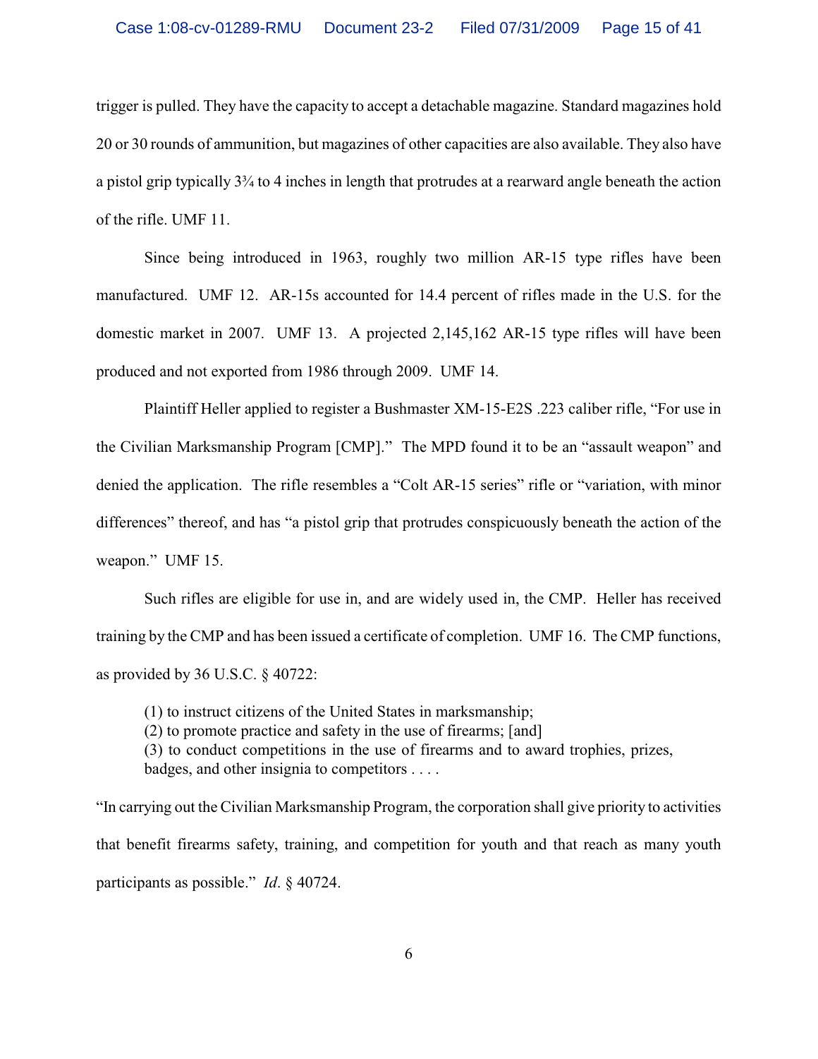trigger is pulled. They have the capacity to accept a detachable magazine. Standard magazines hold 20 or 30 rounds of ammunition, but magazines of other capacities are also available. They also have a pistol grip typically 3¾ to 4 inches in length that protrudes at a rearward angle beneath the action of the rifle. UMF 11.

Since being introduced in 1963, roughly two million AR-15 type rifles have been manufactured. UMF 12. AR-15s accounted for 14.4 percent of rifles made in the U.S. for the domestic market in 2007. UMF 13. A projected 2,145,162 AR-15 type rifles will have been produced and not exported from 1986 through 2009. UMF 14.

Plaintiff Heller applied to register a Bushmaster XM-15-E2S .223 caliber rifle, "For use in the Civilian Marksmanship Program [CMP]." The MPD found it to be an "assault weapon" and denied the application. The rifle resembles a "Colt AR-15 series" rifle or "variation, with minor differences" thereof, and has "a pistol grip that protrudes conspicuously beneath the action of the weapon." UMF 15.

Such rifles are eligible for use in, and are widely used in, the CMP. Heller has received training by the CMP and has been issued a certificate of completion. UMF 16. The CMP functions, as provided by 36 U.S.C. § 40722:

> (1) to instruct citizens of the United States in marksmanship;
> (2) to promote practice and safety in the use of firearms; [and]
> (3) to conduct competitions in the use of firearms and to award trophies, prizes, badges, and other insignia to competitors . . . .

"In carrying out the Civilian Marksmanship Program, the corporation shall give priority to activities that benefit firearms safety, training, and competition for youth and that reach as many youth participants as possible." *Id*. § 40724.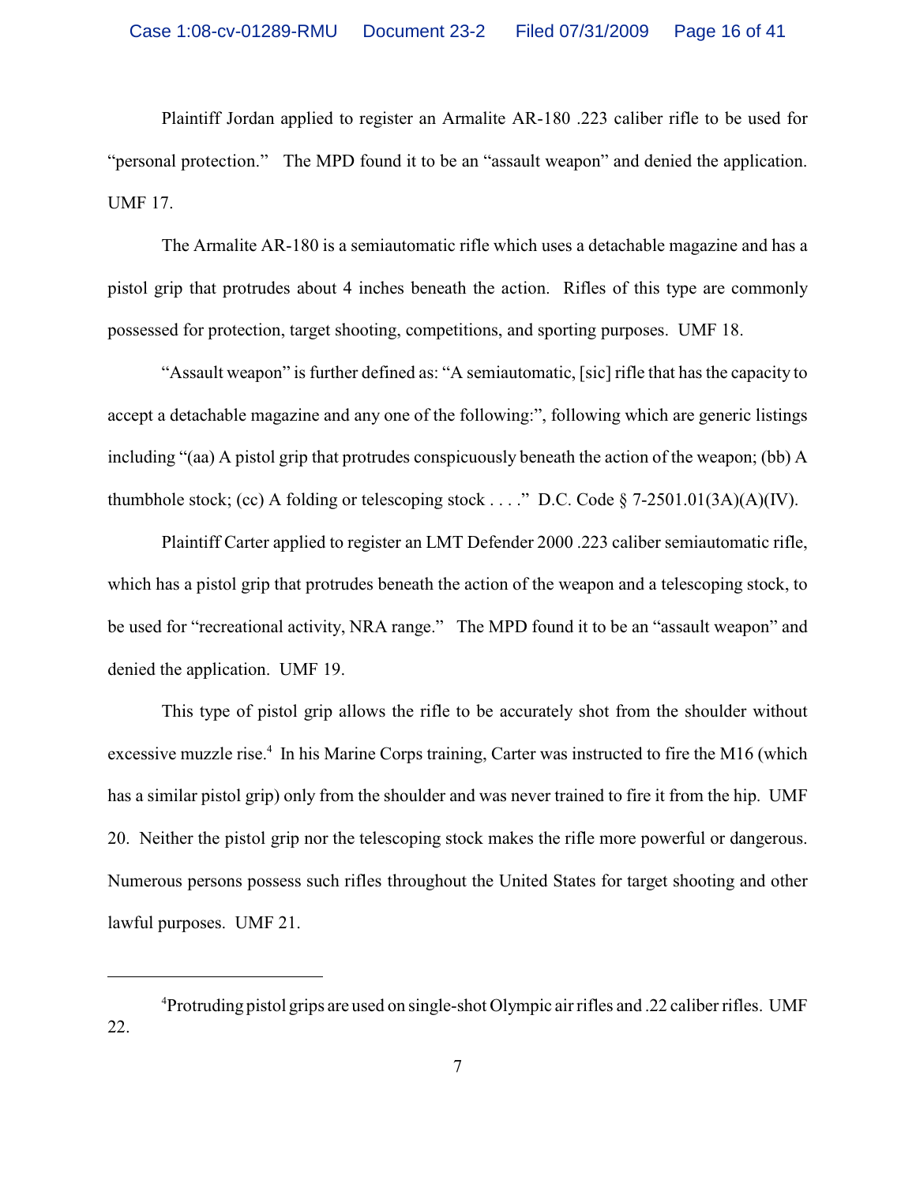Plaintiff Jordan applied to register an Armalite AR-180 .223 caliber rifle to be used for "personal protection." The MPD found it to be an "assault weapon" and denied the application. UMF 17.

The Armalite AR-180 is a semiautomatic rifle which uses a detachable magazine and has a pistol grip that protrudes about 4 inches beneath the action. Rifles of this type are commonly possessed for protection, target shooting, competitions, and sporting purposes. UMF 18.

"Assault weapon" is further defined as: "A semiautomatic, [sic] rifle that has the capacity to accept a detachable magazine and any one of the following:", following which are generic listings including "(aa) A pistol grip that protrudes conspicuously beneath the action of the weapon; (bb) A thumbhole stock; (cc) A folding or telescoping stock . . . ." D.C. Code § 7-2501.01(3A)(A)(IV).

Plaintiff Carter applied to register an LMT Defender 2000 .223 caliber semiautomatic rifle, which has a pistol grip that protrudes beneath the action of the weapon and a telescoping stock, to be used for "recreational activity, NRA range." The MPD found it to be an "assault weapon" and denied the application. UMF 19.

This type of pistol grip allows the rifle to be accurately shot from the shoulder without excessive muzzle rise.[4] In his Marine Corps training, Carter was instructed to fire the M16 (which has a similar pistol grip) only from the shoulder and was never trained to fire it from the hip. UMF 20. Neither the pistol grip nor the telescoping stock makes the rifle more powerful or dangerous. Numerous persons possess such rifles throughout the United States for target shooting and other lawful purposes. UMF 21.

---

[4]Protruding pistol grips are used on single-shot Olympic air rifles and .22 caliber rifles. UMF 22.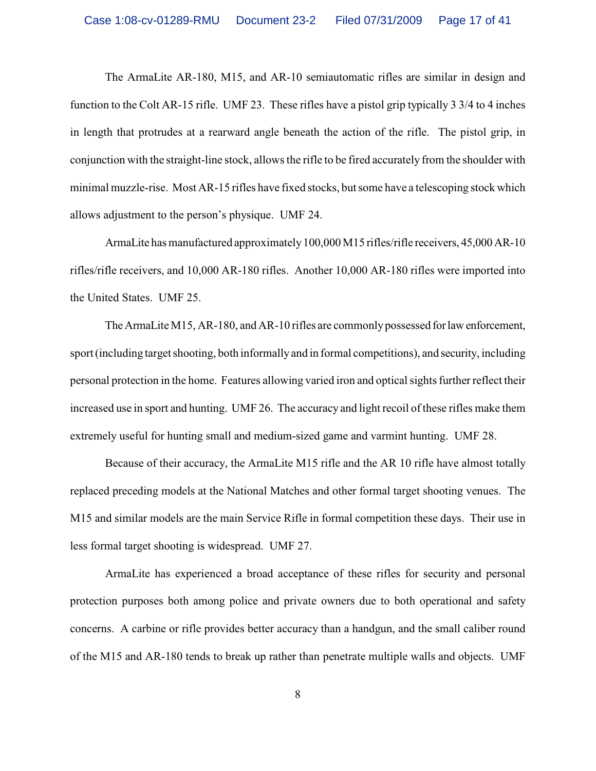The ArmaLite AR-180, M15, and AR-10 semiautomatic rifles are similar in design and function to the Colt AR-15 rifle. UMF 23. These rifles have a pistol grip typically 3 3/4 to 4 inches in length that protrudes at a rearward angle beneath the action of the rifle. The pistol grip, in conjunction with the straight-line stock, allows the rifle to be fired accurately from the shoulder with minimal muzzle-rise. Most AR-15 rifles have fixed stocks, but some have a telescoping stock which allows adjustment to the person's physique. UMF 24.

ArmaLite has manufactured approximately 100,000 M15 rifles/rifle receivers, 45,000 AR-10 rifles/rifle receivers, and 10,000 AR-180 rifles. Another 10,000 AR-180 rifles were imported into the United States. UMF 25.

The ArmaLite M15, AR-180, and AR-10 rifles are commonly possessed for law enforcement, sport (including target shooting, both informally and in formal competitions), and security, including personal protection in the home. Features allowing varied iron and optical sights further reflect their increased use in sport and hunting. UMF 26. The accuracy and light recoil of these rifles make them extremely useful for hunting small and medium-sized game and varmint hunting. UMF 28.

Because of their accuracy, the ArmaLite M15 rifle and the AR 10 rifle have almost totally replaced preceding models at the National Matches and other formal target shooting venues. The M15 and similar models are the main Service Rifle in formal competition these days. Their use in less formal target shooting is widespread. UMF 27.

ArmaLite has experienced a broad acceptance of these rifles for security and personal protection purposes both among police and private owners due to both operational and safety concerns. A carbine or rifle provides better accuracy than a handgun, and the small caliber round of the M15 and AR-180 tends to break up rather than penetrate multiple walls and objects. UMF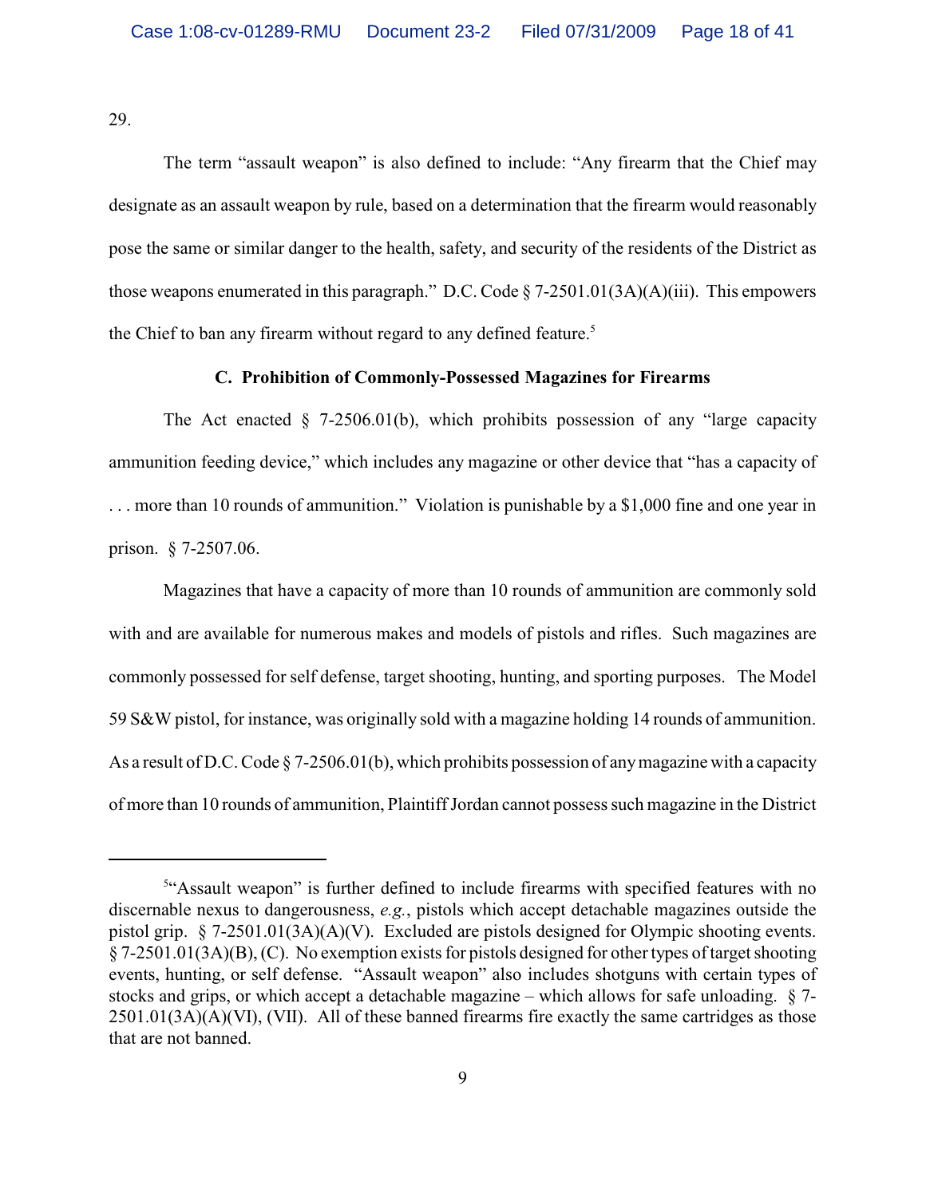29.

The term "assault weapon" is also defined to include: "Any firearm that the Chief may designate as an assault weapon by rule, based on a determination that the firearm would reasonably pose the same or similar danger to the health, safety, and security of the residents of the District as those weapons enumerated in this paragraph." D.C. Code § 7-2501.01(3A)(A)(iii). This empowers the Chief to ban any firearm without regard to any defined feature.[5]

### C. Prohibition of Commonly-Possessed Magazines for Firearms

The Act enacted § 7-2506.01(b), which prohibits possession of any "large capacity ammunition feeding device," which includes any magazine or other device that "has a capacity of . . . more than 10 rounds of ammunition." Violation is punishable by a $1,000 fine and one year in prison. § 7-2507.06.

Magazines that have a capacity of more than 10 rounds of ammunition are commonly sold with and are available for numerous makes and models of pistols and rifles. Such magazines are commonly possessed for self defense, target shooting, hunting, and sporting purposes. The Model 59 S&W pistol, for instance, was originally sold with a magazine holding 14 rounds of ammunition. As a result of D.C. Code § 7-2506.01(b), which prohibits possession of any magazine with a capacity of more than 10 rounds of ammunition, Plaintiff Jordan cannot possess such magazine in the District

---

[5] "Assault weapon" is further defined to include firearms with specified features with no discernable nexus to dangerousness, *e.g.*, pistols which accept detachable magazines outside the pistol grip. § 7-2501.01(3A)(A)(V). Excluded are pistols designed for Olympic shooting events. § 7-2501.01(3A)(B), (C). No exemption exists for pistols designed for other types of target shooting events, hunting, or self defense. "Assault weapon" also includes shotguns with certain types of stocks and grips, or which accept a detachable magazine – which allows for safe unloading. § 7-2501.01(3A)(A)(VI), (VII). All of these banned firearms fire exactly the same cartridges as those that are not banned.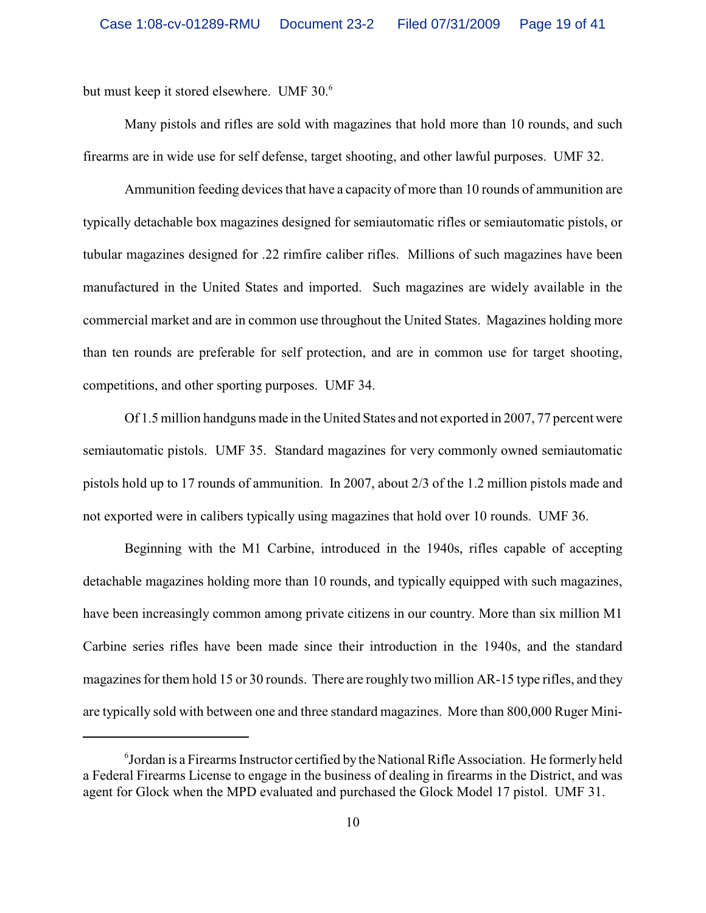but must keep it stored elsewhere. UMF 30.[6]

Many pistols and rifles are sold with magazines that hold more than 10 rounds, and such firearms are in wide use for self defense, target shooting, and other lawful purposes. UMF 32.

Ammunition feeding devices that have a capacity of more than 10 rounds of ammunition are typically detachable box magazines designed for semiautomatic rifles or semiautomatic pistols, or tubular magazines designed for .22 rimfire caliber rifles. Millions of such magazines have been manufactured in the United States and imported. Such magazines are widely available in the commercial market and are in common use throughout the United States. Magazines holding more than ten rounds are preferable for self protection, and are in common use for target shooting, competitions, and other sporting purposes. UMF 34.

Of 1.5 million handguns made in the United States and not exported in 2007, 77 percent were semiautomatic pistols. UMF 35. Standard magazines for very commonly owned semiautomatic pistols hold up to 17 rounds of ammunition. In 2007, about 2/3 of the 1.2 million pistols made and not exported were in calibers typically using magazines that hold over 10 rounds. UMF 36.

Beginning with the M1 Carbine, introduced in the 1940s, rifles capable of accepting detachable magazines holding more than 10 rounds, and typically equipped with such magazines, have been increasingly common among private citizens in our country. More than six million M1 Carbine series rifles have been made since their introduction in the 1940s, and the standard magazines for them hold 15 or 30 rounds. There are roughly two million AR-15 type rifles, and they are typically sold with between one and three standard magazines. More than 800,000 Ruger Mini-

---

[6] Jordan is a Firearms Instructor certified by the National Rifle Association. He formerly held a Federal Firearms License to engage in the business of dealing in firearms in the District, and was agent for Glock when the MPD evaluated and purchased the Glock Model 17 pistol. UMF 31.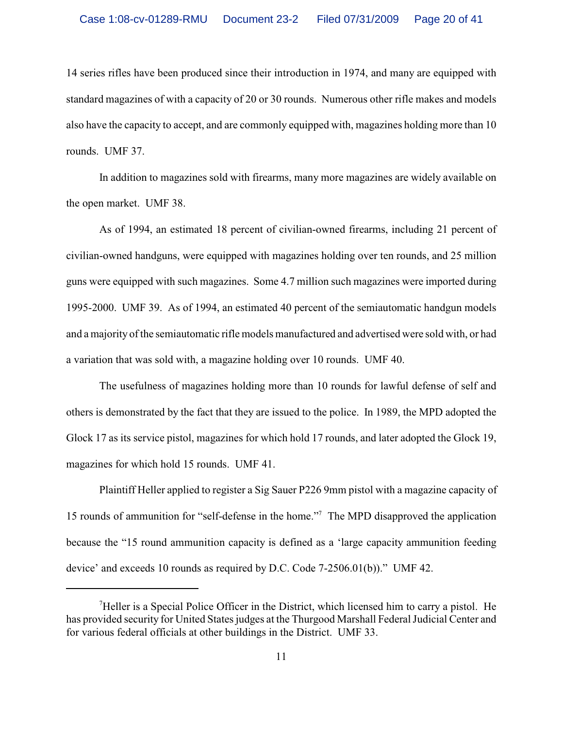14 series rifles have been produced since their introduction in 1974, and many are equipped with standard magazines of with a capacity of 20 or 30 rounds. Numerous other rifle makes and models also have the capacity to accept, and are commonly equipped with, magazines holding more than 10 rounds. UMF 37.

In addition to magazines sold with firearms, many more magazines are widely available on the open market. UMF 38.

As of 1994, an estimated 18 percent of civilian-owned firearms, including 21 percent of civilian-owned handguns, were equipped with magazines holding over ten rounds, and 25 million guns were equipped with such magazines. Some 4.7 million such magazines were imported during 1995-2000. UMF 39. As of 1994, an estimated 40 percent of the semiautomatic handgun models and a majority of the semiautomatic rifle models manufactured and advertised were sold with, or had a variation that was sold with, a magazine holding over 10 rounds. UMF 40.

The usefulness of magazines holding more than 10 rounds for lawful defense of self and others is demonstrated by the fact that they are issued to the police. In 1989, the MPD adopted the Glock 17 as its service pistol, magazines for which hold 17 rounds, and later adopted the Glock 19, magazines for which hold 15 rounds. UMF 41.

Plaintiff Heller applied to register a Sig Sauer P226 9mm pistol with a magazine capacity of 15 rounds of ammunition for "self-defense in the home."[7] The MPD disapproved the application because the "15 round ammunition capacity is defined as a 'large capacity ammunition feeding device' and exceeds 10 rounds as required by D.C. Code 7-2506.01(b))." UMF 42.

---

[7]Heller is a Special Police Officer in the District, which licensed him to carry a pistol. He has provided security for United States judges at the Thurgood Marshall Federal Judicial Center and for various federal officials at other buildings in the District. UMF 33.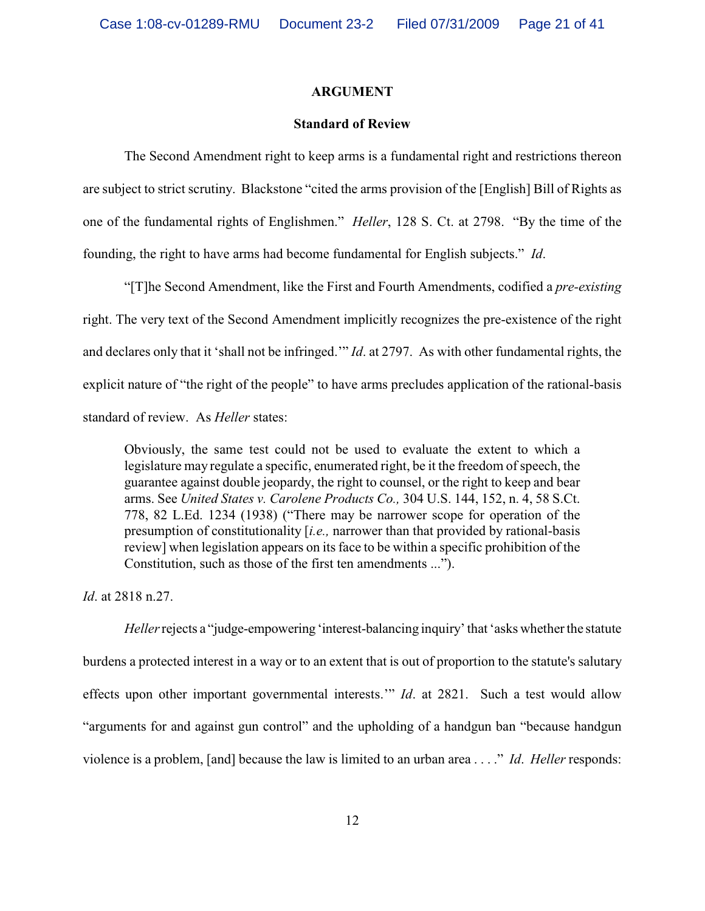## ARGUMENT

### Standard of Review

The Second Amendment right to keep arms is a fundamental right and restrictions thereon are subject to strict scrutiny. Blackstone "cited the arms provision of the [English] Bill of Rights as one of the fundamental rights of Englishmen." *Heller*, 128 S. Ct. at 2798. "By the time of the founding, the right to have arms had become fundamental for English subjects." *Id*.

"[T]he Second Amendment, like the First and Fourth Amendments, codified a *pre-existing* right. The very text of the Second Amendment implicitly recognizes the pre-existence of the right and declares only that it 'shall not be infringed.'" *Id*. at 2797. As with other fundamental rights, the explicit nature of "the right of the people" to have arms precludes application of the rational-basis standard of review. As *Heller* states:

> Obviously, the same test could not be used to evaluate the extent to which a legislature may regulate a specific, enumerated right, be it the freedom of speech, the guarantee against double jeopardy, the right to counsel, or the right to keep and bear arms. See *United States v. Carolene Products Co.,* 304 U.S. 144, 152, n. 4, 58 S.Ct. 778, 82 L.Ed. 1234 (1938) ("There may be narrower scope for operation of the presumption of constitutionality [*i.e.,* narrower than that provided by rational-basis review] when legislation appears on its face to be within a specific prohibition of the Constitution, such as those of the first ten amendments ...").

*Id*. at 2818 n.27.

*Heller* rejects a "judge-empowering 'interest-balancing inquiry' that 'asks whether the statute burdens a protected interest in a way or to an extent that is out of proportion to the statute's salutary effects upon other important governmental interests.'" *Id*. at 2821. Such a test would allow "arguments for and against gun control" and the upholding of a handgun ban "because handgun violence is a problem, [and] because the law is limited to an urban area . . . ." *Id*. *Heller* responds: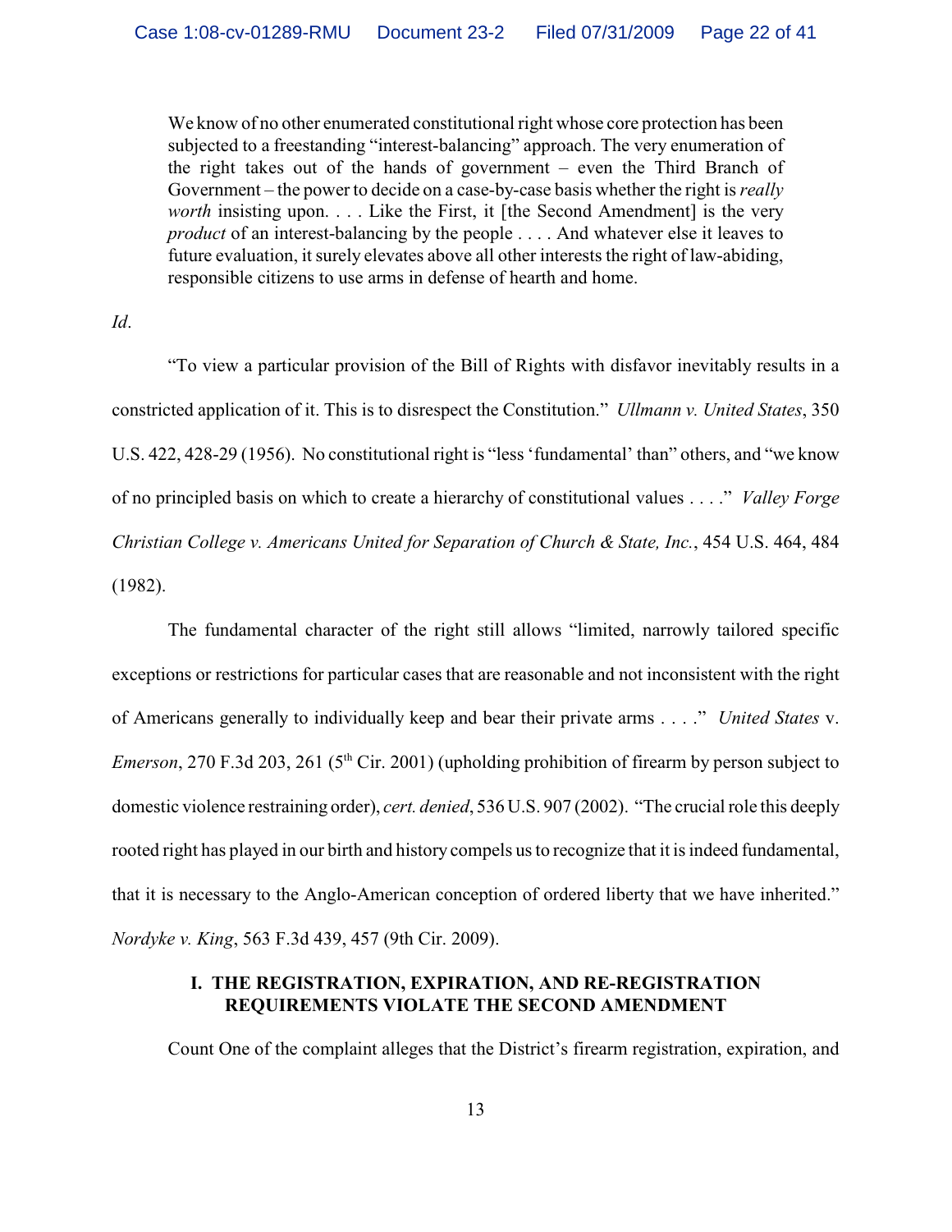> We know of no other enumerated constitutional right whose core protection has been subjected to a freestanding "interest-balancing" approach. The very enumeration of the right takes out of the hands of government – even the Third Branch of Government – the power to decide on a case-by-case basis whether the right is *really worth* insisting upon. . . . Like the First, it [the Second Amendment] is the very *product* of an interest-balancing by the people . . . . And whatever else it leaves to future evaluation, it surely elevates above all other interests the right of law-abiding, responsible citizens to use arms in defense of hearth and home.

*Id*.

"To view a particular provision of the Bill of Rights with disfavor inevitably results in a constricted application of it. This is to disrespect the Constitution." *Ullmann v. United States*, 350 U.S. 422, 428-29 (1956). No constitutional right is "less 'fundamental' than" others, and "we know of no principled basis on which to create a hierarchy of constitutional values . . . ." *Valley Forge Christian College v. Americans United for Separation of Church & State, Inc.*, 454 U.S. 464, 484 (1982).

The fundamental character of the right still allows "limited, narrowly tailored specific exceptions or restrictions for particular cases that are reasonable and not inconsistent with the right of Americans generally to individually keep and bear their private arms . . . ." *United States* v. *Emerson*, 270 F.3d 203, 261 (5th Cir. 2001) (upholding prohibition of firearm by person subject to domestic violence restraining order), *cert. denied*, 536 U.S. 907 (2002). "The crucial role this deeply rooted right has played in our birth and history compels us to recognize that it is indeed fundamental, that it is necessary to the Anglo-American conception of ordered liberty that we have inherited." *Nordyke v. King*, 563 F.3d 439, 457 (9th Cir. 2009).

## I. THE REGISTRATION, EXPIRATION, AND RE-REGISTRATION REQUIREMENTS VIOLATE THE SECOND AMENDMENT

Count One of the complaint alleges that the District's firearm registration, expiration, and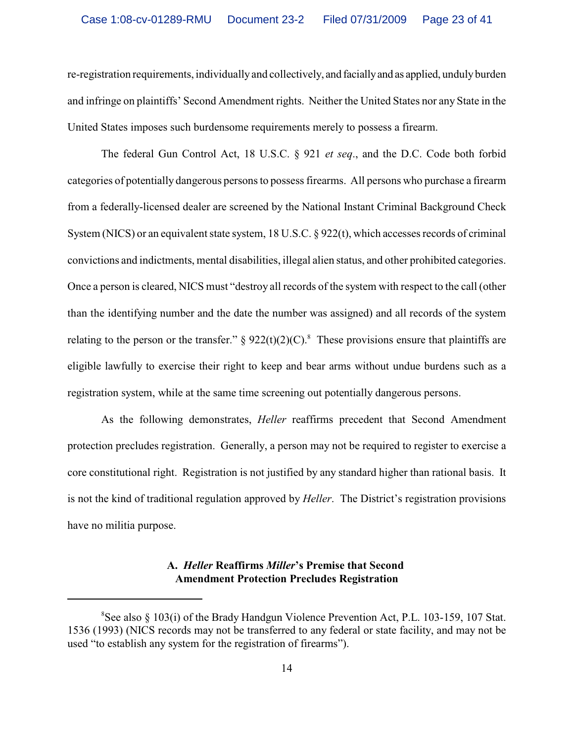re-registration requirements, individually and collectively, and facially and as applied, unduly burden and infringe on plaintiffs' Second Amendment rights. Neither the United States nor any State in the United States imposes such burdensome requirements merely to possess a firearm.

The federal Gun Control Act, 18 U.S.C. § 921 *et seq*., and the D.C. Code both forbid categories of potentially dangerous persons to possess firearms. All persons who purchase a firearm from a federally-licensed dealer are screened by the National Instant Criminal Background Check System (NICS) or an equivalent state system, 18 U.S.C. § 922(t), which accesses records of criminal convictions and indictments, mental disabilities, illegal alien status, and other prohibited categories. Once a person is cleared, NICS must "destroy all records of the system with respect to the call (other than the identifying number and the date the number was assigned) and all records of the system relating to the person or the transfer." § 922(t)(2)(C).[8] These provisions ensure that plaintiffs are eligible lawfully to exercise their right to keep and bear arms without undue burdens such as a registration system, while at the same time screening out potentially dangerous persons.

As the following demonstrates, *Heller* reaffirms precedent that Second Amendment protection precludes registration. Generally, a person may not be required to register to exercise a core constitutional right. Registration is not justified by any standard higher than rational basis. It is not the kind of traditional regulation approved by *Heller*. The District's registration provisions have no militia purpose.

### A. *Heller* Reaffirms *Miller*'s Premise that Second Amendment Protection Precludes Registration

---

[8] See also § 103(i) of the Brady Handgun Violence Prevention Act, P.L. 103-159, 107 Stat. 1536 (1993) (NICS records may not be transferred to any federal or state facility, and may not be used "to establish any system for the registration of firearms").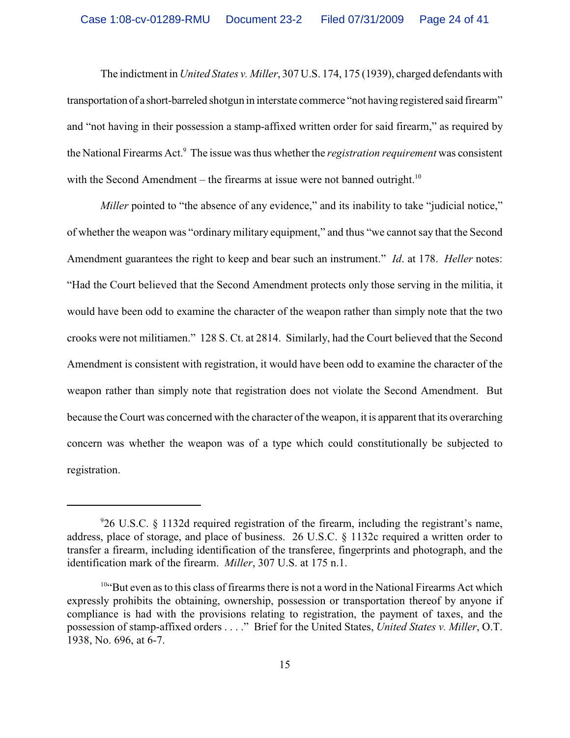The indictment in *United States v. Miller*, 307 U.S. 174, 175 (1939), charged defendants with transportation of a short-barreled shotgun in interstate commerce "not having registered said firearm" and "not having in their possession a stamp-affixed written order for said firearm," as required by the National Firearms Act.[9] The issue was thus whether the *registration requirement* was consistent with the Second Amendment – the firearms at issue were not banned outright.[10]

*Miller* pointed to "the absence of any evidence," and its inability to take "judicial notice," of whether the weapon was "ordinary military equipment," and thus "we cannot say that the Second Amendment guarantees the right to keep and bear such an instrument." *Id*. at 178. *Heller* notes: "Had the Court believed that the Second Amendment protects only those serving in the militia, it would have been odd to examine the character of the weapon rather than simply note that the two crooks were not militiamen." 128 S. Ct. at 2814. Similarly, had the Court believed that the Second Amendment is consistent with registration, it would have been odd to examine the character of the weapon rather than simply note that registration does not violate the Second Amendment. But because the Court was concerned with the character of the weapon, it is apparent that its overarching concern was whether the weapon was of a type which could constitutionally be subjected to registration.

---

[9]26 U.S.C. § 1132d required registration of the firearm, including the registrant's name, address, place of storage, and place of business. 26 U.S.C. § 1132c required a written order to transfer a firearm, including identification of the transferee, fingerprints and photograph, and the identification mark of the firearm. *Miller*, 307 U.S. at 175 n.1.

[10]"But even as to this class of firearms there is not a word in the National Firearms Act which expressly prohibits the obtaining, ownership, possession or transportation thereof by anyone if compliance is had with the provisions relating to registration, the payment of taxes, and the possession of stamp-affixed orders . . . ." Brief for the United States, *United States v. Miller*, O.T. 1938, No. 696, at 6-7.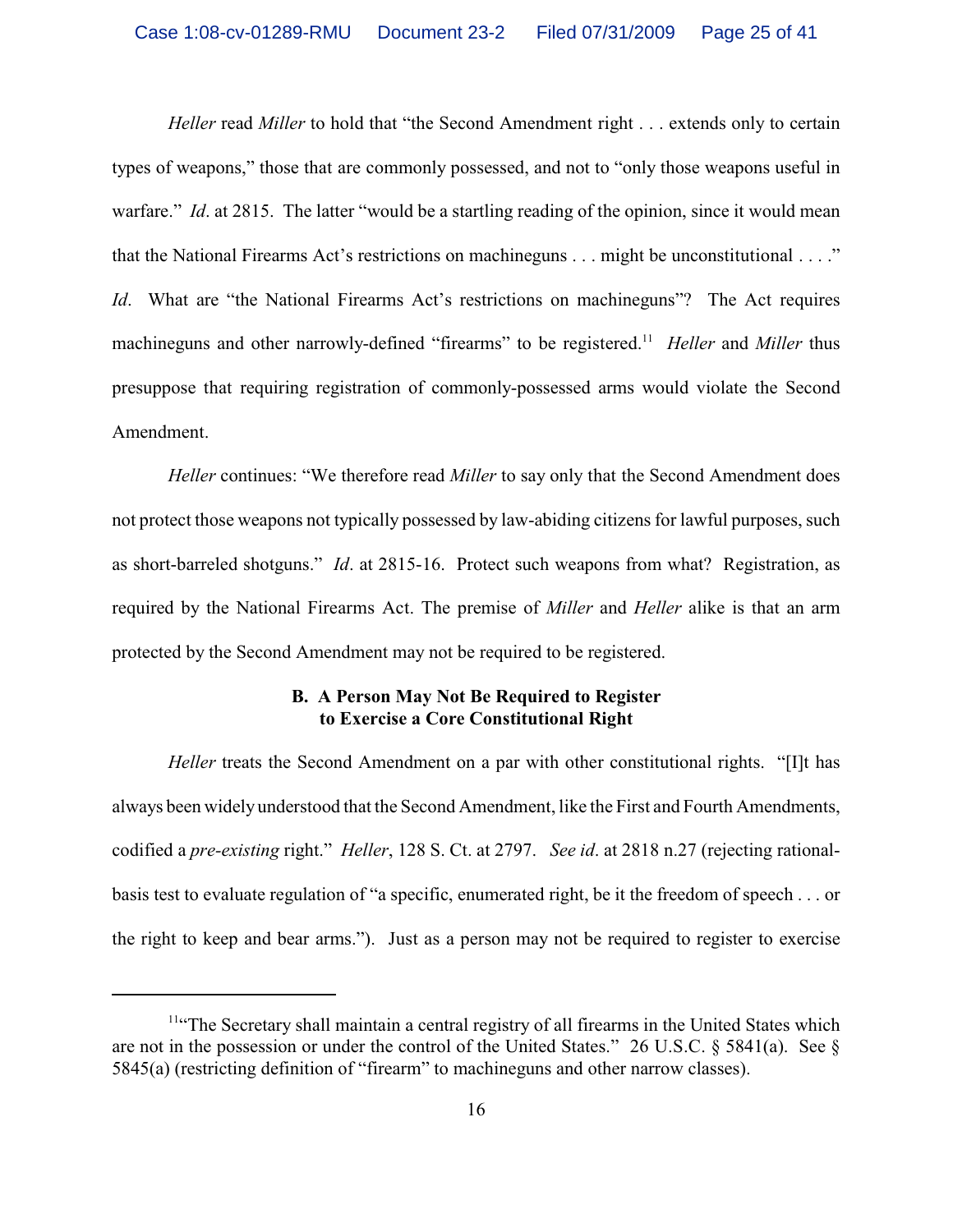*Heller* read *Miller* to hold that "the Second Amendment right . . . extends only to certain types of weapons," those that are commonly possessed, and not to "only those weapons useful in warfare." *Id*. at 2815. The latter "would be a startling reading of the opinion, since it would mean that the National Firearms Act's restrictions on machineguns . . . might be unconstitutional . . . ." *Id*. What are "the National Firearms Act's restrictions on machineguns"? The Act requires machineguns and other narrowly-defined "firearms" to be registered.[11] *Heller* and *Miller* thus presuppose that requiring registration of commonly-possessed arms would violate the Second Amendment.

*Heller* continues: "We therefore read *Miller* to say only that the Second Amendment does not protect those weapons not typically possessed by law-abiding citizens for lawful purposes, such as short-barreled shotguns." *Id*. at 2815-16. Protect such weapons from what? Registration, as required by the National Firearms Act. The premise of *Miller* and *Heller* alike is that an arm protected by the Second Amendment may not be required to be registered.

### B. A Person May Not Be Required to Register to Exercise a Core Constitutional Right

*Heller* treats the Second Amendment on a par with other constitutional rights. "[I]t has always been widely understood that the Second Amendment, like the First and Fourth Amendments, codified a *pre-existing* right." *Heller*, 128 S. Ct. at 2797. *See id*. at 2818 n.27 (rejecting rational-basis test to evaluate regulation of "a specific, enumerated right, be it the freedom of speech . . . or the right to keep and bear arms."). Just as a person may not be required to register to exercise

---

[11] "The Secretary shall maintain a central registry of all firearms in the United States which are not in the possession or under the control of the United States." 26 U.S.C. § 5841(a). See § 5845(a) (restricting definition of "firearm" to machineguns and other narrow classes).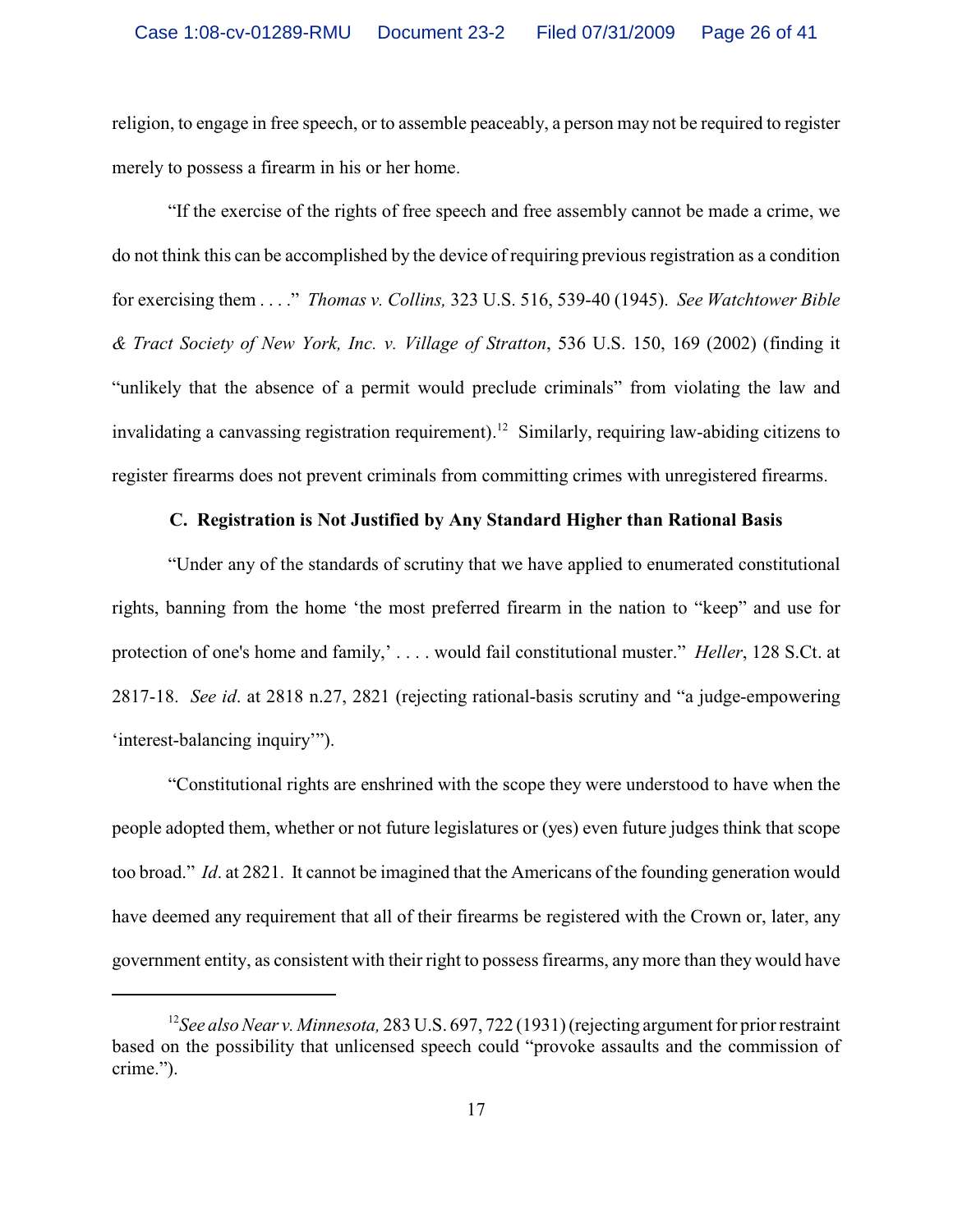religion, to engage in free speech, or to assemble peaceably, a person may not be required to register merely to possess a firearm in his or her home.

"If the exercise of the rights of free speech and free assembly cannot be made a crime, we do not think this can be accomplished by the device of requiring previous registration as a condition for exercising them . . . ." *Thomas v. Collins,* 323 U.S. 516, 539-40 (1945). *See Watchtower Bible & Tract Society of New York, Inc. v. Village of Stratton*, 536 U.S. 150, 169 (2002) (finding it "unlikely that the absence of a permit would preclude criminals" from violating the law and invalidating a canvassing registration requirement).[12] Similarly, requiring law-abiding citizens to register firearms does not prevent criminals from committing crimes with unregistered firearms.

**C. Registration is Not Justified by Any Standard Higher than Rational Basis**

"Under any of the standards of scrutiny that we have applied to enumerated constitutional rights, banning from the home 'the most preferred firearm in the nation to "keep" and use for protection of one's home and family,' . . . . would fail constitutional muster." *Heller*, 128 S.Ct. at 2817-18. *See id*. at 2818 n.27, 2821 (rejecting rational-basis scrutiny and "a judge-empowering 'interest-balancing inquiry'").

"Constitutional rights are enshrined with the scope they were understood to have when the people adopted them, whether or not future legislatures or (yes) even future judges think that scope too broad." *Id*. at 2821. It cannot be imagined that the Americans of the founding generation would have deemed any requirement that all of their firearms be registered with the Crown or, later, any government entity, as consistent with their right to possess firearms, any more than they would have

---

[12] *See also Near v. Minnesota,* 283 U.S. 697, 722 (1931) (rejecting argument for prior restraint based on the possibility that unlicensed speech could "provoke assaults and the commission of crime.").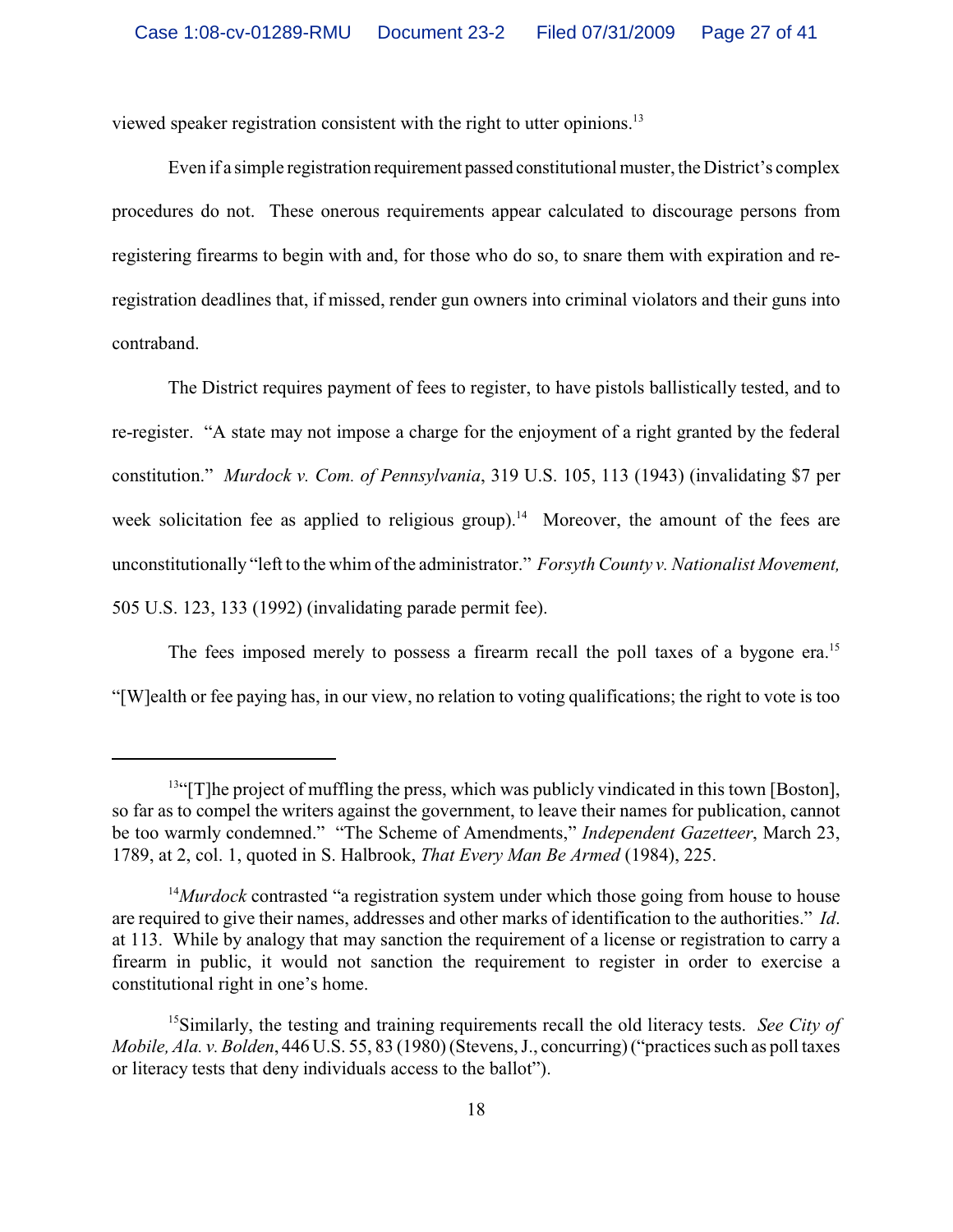viewed speaker registration consistent with the right to utter opinions.[13]

Even if a simple registration requirement passed constitutional muster, the District's complex procedures do not. These onerous requirements appear calculated to discourage persons from registering firearms to begin with and, for those who do so, to snare them with expiration and re-registration deadlines that, if missed, render gun owners into criminal violators and their guns into contraband.

The District requires payment of fees to register, to have pistols ballistically tested, and to re-register. "A state may not impose a charge for the enjoyment of a right granted by the federal constitution." *Murdock v. Com. of Pennsylvania*, 319 U.S. 105, 113 (1943) (invalidating $7 per week solicitation fee as applied to religious group).[14] Moreover, the amount of the fees are unconstitutionally "left to the whim of the administrator." *Forsyth County v. Nationalist Movement,* 505 U.S. 123, 133 (1992) (invalidating parade permit fee).

The fees imposed merely to possess a firearm recall the poll taxes of a bygone era.[15] "[W]ealth or fee paying has, in our view, no relation to voting qualifications; the right to vote is too

---

[13]"[T]he project of muffling the press, which was publicly vindicated in this town [Boston], so far as to compel the writers against the government, to leave their names for publication, cannot be too warmly condemned." "The Scheme of Amendments," *Independent Gazetteer*, March 23, 1789, at 2, col. 1, quoted in S. Halbrook, *That Every Man Be Armed* (1984), 225.

[14]*Murdock* contrasted "a registration system under which those going from house to house are required to give their names, addresses and other marks of identification to the authorities." *Id*. at 113. While by analogy that may sanction the requirement of a license or registration to carry a firearm in public, it would not sanction the requirement to register in order to exercise a constitutional right in one's home.

[15]Similarly, the testing and training requirements recall the old literacy tests. *See City of Mobile, Ala. v. Bolden*, 446 U.S. 55, 83 (1980) (Stevens, J., concurring) ("practices such as poll taxes or literacy tests that deny individuals access to the ballot").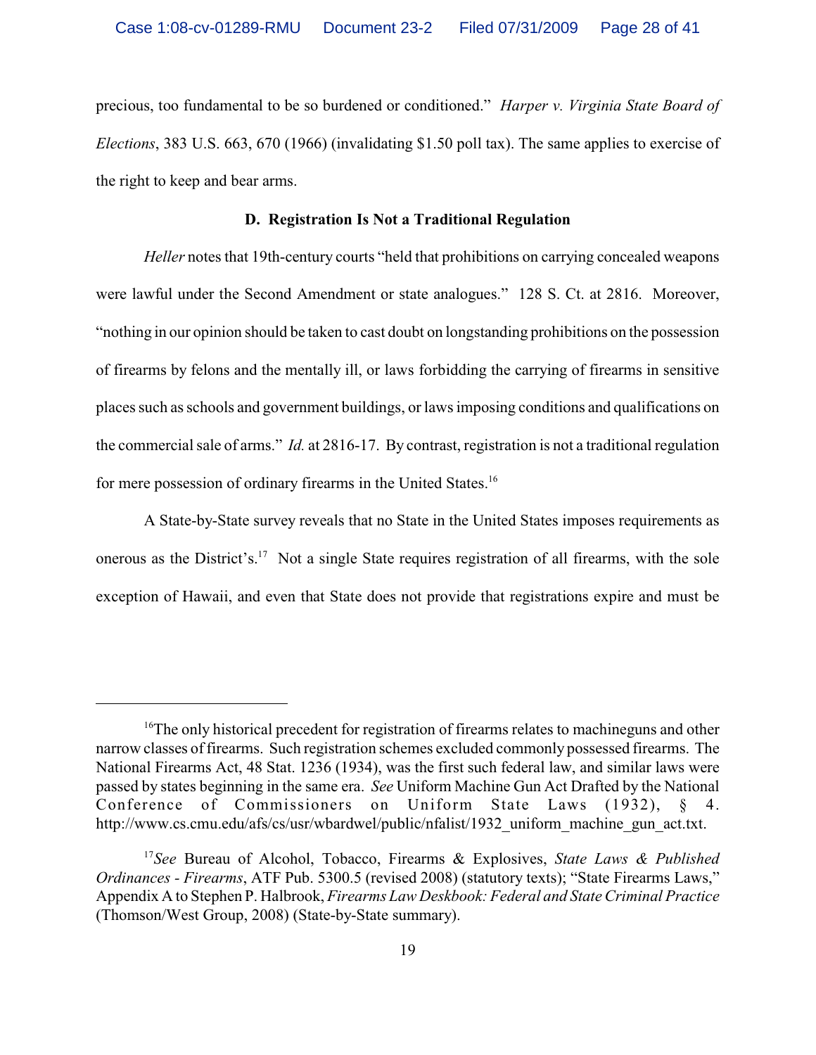precious, too fundamental to be so burdened or conditioned." *Harper v. Virginia State Board of Elections*, 383 U.S. 663, 670 (1966) (invalidating $1.50 poll tax). The same applies to exercise of the right to keep and bear arms.

### D. Registration Is Not a Traditional Regulation

*Heller* notes that 19th-century courts "held that prohibitions on carrying concealed weapons were lawful under the Second Amendment or state analogues." 128 S. Ct. at 2816. Moreover, "nothing in our opinion should be taken to cast doubt on longstanding prohibitions on the possession of firearms by felons and the mentally ill, or laws forbidding the carrying of firearms in sensitive places such as schools and government buildings, or laws imposing conditions and qualifications on the commercial sale of arms." *Id.* at 2816-17. By contrast, registration is not a traditional regulation for mere possession of ordinary firearms in the United States.[16]

A State-by-State survey reveals that no State in the United States imposes requirements as onerous as the District's.[17] Not a single State requires registration of all firearms, with the sole exception of Hawaii, and even that State does not provide that registrations expire and must be

---

[16]The only historical precedent for registration of firearms relates to machineguns and other narrow classes of firearms. Such registration schemes excluded commonly possessed firearms. The National Firearms Act, 48 Stat. 1236 (1934), was the first such federal law, and similar laws were passed by states beginning in the same era. *See* Uniform Machine Gun Act Drafted by the National Conference of Commissioners on Uniform State Laws (1932), § 4. http://www.cs.cmu.edu/afs/cs/usr/wbardwel/public/nfalist/1932_uniform_machine_gun_act.txt.

[17]*See* Bureau of Alcohol, Tobacco, Firearms & Explosives, *State Laws & Published Ordinances - Firearms*, ATF Pub. 5300.5 (revised 2008) (statutory texts); "State Firearms Laws," Appendix A to Stephen P. Halbrook, *Firearms Law Deskbook: Federal and State Criminal Practice* (Thomson/West Group, 2008) (State-by-State summary).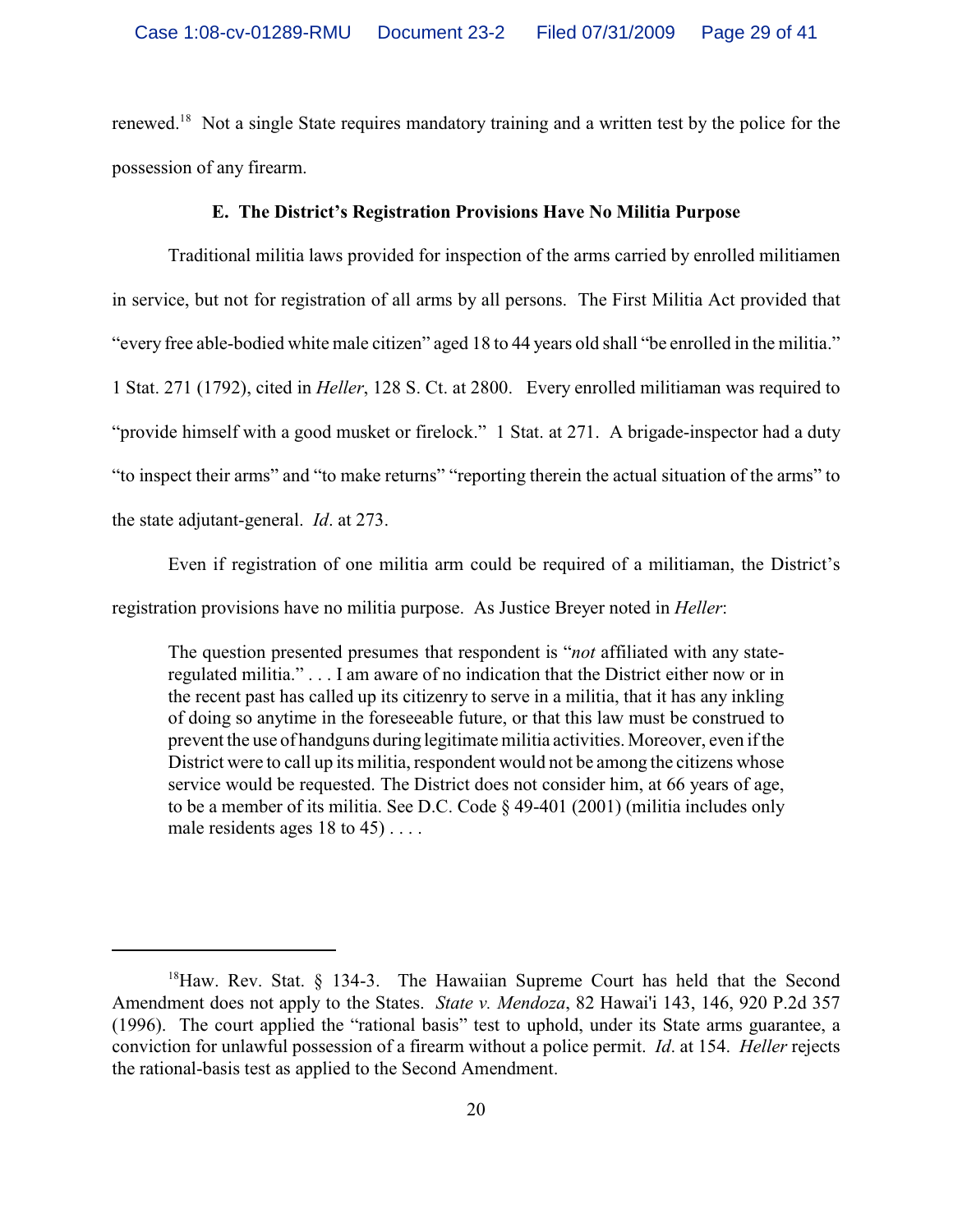renewed.[18] Not a single State requires mandatory training and a written test by the police for the possession of any firearm.

### E. The District's Registration Provisions Have No Militia Purpose

Traditional militia laws provided for inspection of the arms carried by enrolled militiamen in service, but not for registration of all arms by all persons. The First Militia Act provided that "every free able-bodied white male citizen" aged 18 to 44 years old shall "be enrolled in the militia." 1 Stat. 271 (1792), cited in *Heller*, 128 S. Ct. at 2800. Every enrolled militiaman was required to "provide himself with a good musket or firelock." 1 Stat. at 271. A brigade-inspector had a duty "to inspect their arms" and "to make returns" "reporting therein the actual situation of the arms" to the state adjutant-general. *Id*. at 273.

Even if registration of one militia arm could be required of a militiaman, the District's registration provisions have no militia purpose. As Justice Breyer noted in *Heller*:

> The question presented presumes that respondent is "*not* affiliated with any state-regulated militia." . . . I am aware of no indication that the District either now or in the recent past has called up its citizenry to serve in a militia, that it has any inkling of doing so anytime in the foreseeable future, or that this law must be construed to prevent the use of handguns during legitimate militia activities. Moreover, even if the District were to call up its militia, respondent would not be among the citizens whose service would be requested. The District does not consider him, at 66 years of age, to be a member of its militia. See D.C. Code § 49-401 (2001) (militia includes only male residents ages 18 to 45) . . . .

---

[18] Haw. Rev. Stat. § 134-3. The Hawaiian Supreme Court has held that the Second Amendment does not apply to the States. *State v. Mendoza*, 82 Hawai'i 143, 146, 920 P.2d 357 (1996). The court applied the "rational basis" test to uphold, under its State arms guarantee, a conviction for unlawful possession of a firearm without a police permit. *Id*. at 154. *Heller* rejects the rational-basis test as applied to the Second Amendment.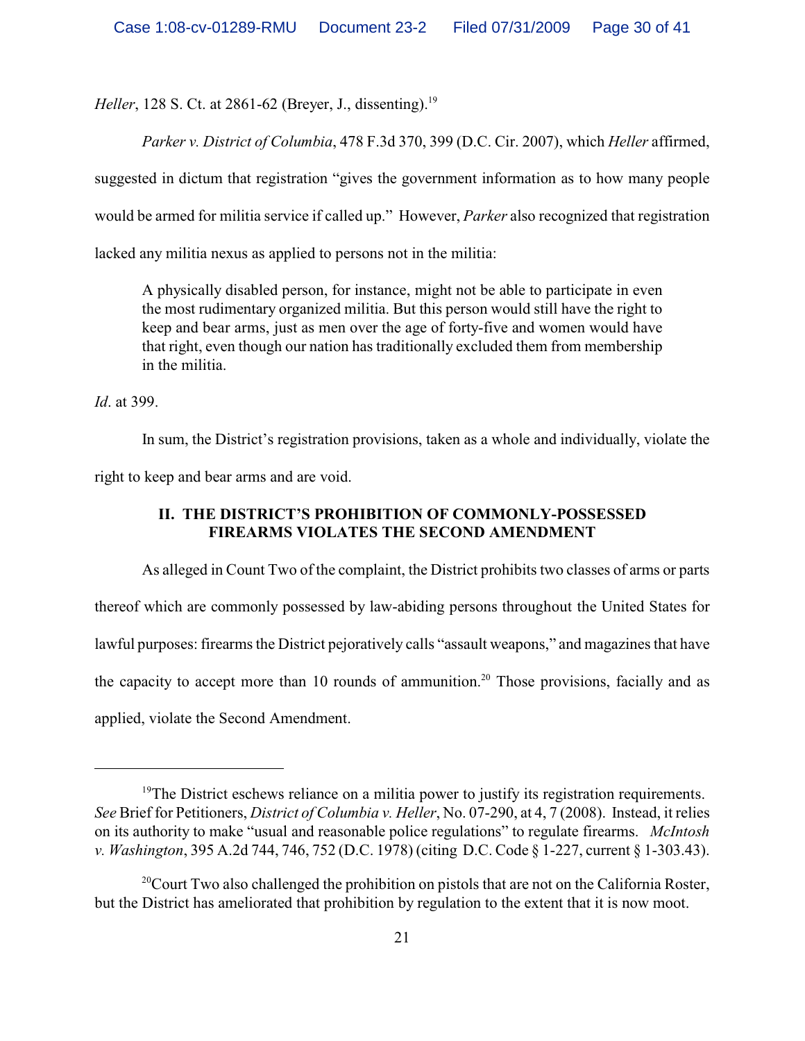*Heller*, 128 S. Ct. at 2861-62 (Breyer, J., dissenting).[19]

*Parker v. District of Columbia*, 478 F.3d 370, 399 (D.C. Cir. 2007), which *Heller* affirmed, suggested in dictum that registration "gives the government information as to how many people would be armed for militia service if called up." However, *Parker* also recognized that registration lacked any militia nexus as applied to persons not in the militia:

> A physically disabled person, for instance, might not be able to participate in even the most rudimentary organized militia. But this person would still have the right to keep and bear arms, just as men over the age of forty-five and women would have that right, even though our nation has traditionally excluded them from membership in the militia.

*Id*. at 399.

In sum, the District's registration provisions, taken as a whole and individually, violate the right to keep and bear arms and are void.

## II. THE DISTRICT'S PROHIBITION OF COMMONLY-POSSESSED FIREARMS VIOLATES THE SECOND AMENDMENT

As alleged in Count Two of the complaint, the District prohibits two classes of arms or parts thereof which are commonly possessed by law-abiding persons throughout the United States for lawful purposes: firearms the District pejoratively calls "assault weapons," and magazines that have the capacity to accept more than 10 rounds of ammunition.[20] Those provisions, facially and as applied, violate the Second Amendment.

---

[19] The District eschews reliance on a militia power to justify its registration requirements. *See* Brief for Petitioners, *District of Columbia v. Heller*, No. 07-290, at 4, 7 (2008). Instead, it relies on its authority to make "usual and reasonable police regulations" to regulate firearms. *McIntosh v. Washington*, 395 A.2d 744, 746, 752 (D.C. 1978) (citing D.C. Code § 1-227, current § 1-303.43).

[20] Court Two also challenged the prohibition on pistols that are not on the California Roster, but the District has ameliorated that prohibition by regulation to the extent that it is now moot.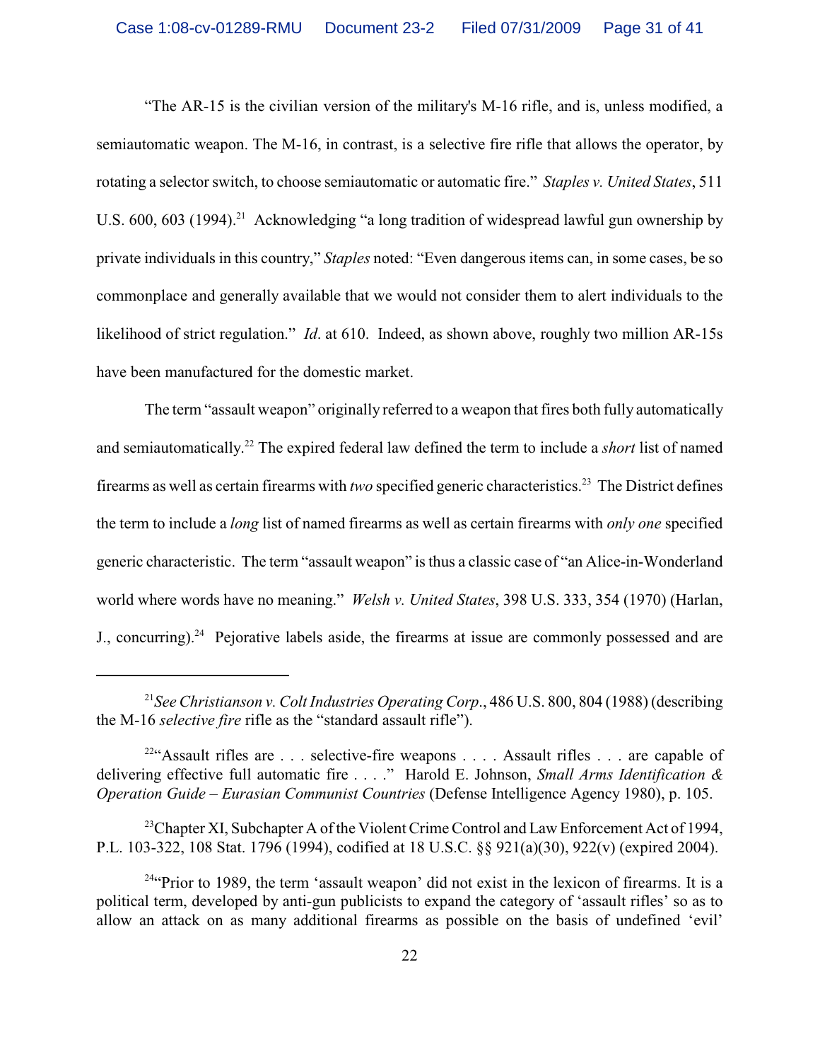"The AR-15 is the civilian version of the military's M-16 rifle, and is, unless modified, a semiautomatic weapon. The M-16, in contrast, is a selective fire rifle that allows the operator, by rotating a selector switch, to choose semiautomatic or automatic fire." *Staples v. United States*, 511 U.S. 600, 603 (1994).[21] Acknowledging "a long tradition of widespread lawful gun ownership by private individuals in this country," *Staples* noted: "Even dangerous items can, in some cases, be so commonplace and generally available that we would not consider them to alert individuals to the likelihood of strict regulation." *Id*. at 610. Indeed, as shown above, roughly two million AR-15s have been manufactured for the domestic market.

The term "assault weapon" originally referred to a weapon that fires both fully automatically and semiautomatically.[22] The expired federal law defined the term to include a *short* list of named firearms as well as certain firearms with *two* specified generic characteristics.[23] The District defines the term to include a *long* list of named firearms as well as certain firearms with *only one* specified generic characteristic. The term "assault weapon" is thus a classic case of "an Alice-in-Wonderland world where words have no meaning." *Welsh v. United States*, 398 U.S. 333, 354 (1970) (Harlan, J., concurring).[24] Pejorative labels aside, the firearms at issue are commonly possessed and are

---

[21] *See Christianson v. Colt Industries Operating Corp*., 486 U.S. 800, 804 (1988) (describing the M-16 *selective fire* rifle as the "standard assault rifle").

[22] "Assault rifles are . . . selective-fire weapons . . . . Assault rifles . . . are capable of delivering effective full automatic fire . . . ." Harold E. Johnson, *Small Arms Identification & Operation Guide – Eurasian Communist Countries* (Defense Intelligence Agency 1980), p. 105.

[23] Chapter XI, Subchapter A of the Violent Crime Control and Law Enforcement Act of 1994, P.L. 103-322, 108 Stat. 1796 (1994), codified at 18 U.S.C. §§ 921(a)(30), 922(v) (expired 2004).

[24] "Prior to 1989, the term 'assault weapon' did not exist in the lexicon of firearms. It is a political term, developed by anti-gun publicists to expand the category of 'assault rifles' so as to allow an attack on as many additional firearms as possible on the basis of undefined 'evil'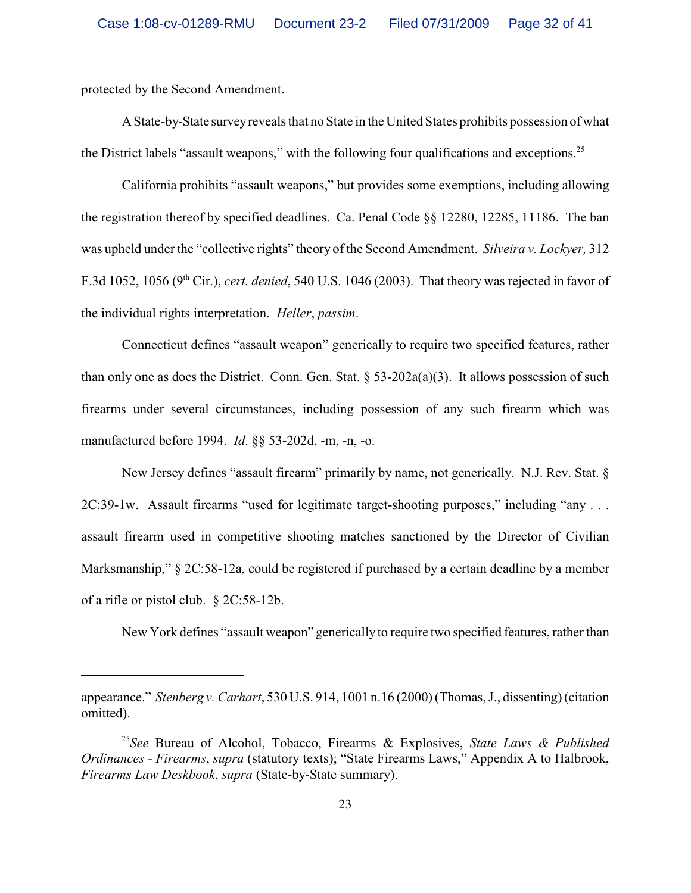protected by the Second Amendment.

A State-by-State survey reveals that no State in the United States prohibits possession of what the District labels "assault weapons," with the following four qualifications and exceptions.[25]

California prohibits "assault weapons," but provides some exemptions, including allowing the registration thereof by specified deadlines. Ca. Penal Code §§ 12280, 12285, 11186. The ban was upheld under the "collective rights" theory of the Second Amendment. *Silveira v. Lockyer,* 312 F.3d 1052, 1056 (9th Cir.), *cert. denied*, 540 U.S. 1046 (2003). That theory was rejected in favor of the individual rights interpretation. *Heller*, *passim*.

Connecticut defines "assault weapon" generically to require two specified features, rather than only one as does the District. Conn. Gen. Stat. § 53-202a(a)(3). It allows possession of such firearms under several circumstances, including possession of any such firearm which was manufactured before 1994. *Id*. §§ 53-202d, -m, -n, -o.

New Jersey defines "assault firearm" primarily by name, not generically. N.J. Rev. Stat. § 2C:39-1w. Assault firearms "used for legitimate target-shooting purposes," including "any . . . assault firearm used in competitive shooting matches sanctioned by the Director of Civilian Marksmanship," § 2C:58-12a, could be registered if purchased by a certain deadline by a member of a rifle or pistol club. § 2C:58-12b.

New York defines "assault weapon" generically to require two specified features, rather than

---

appearance." *Stenberg v. Carhart*, 530 U.S. 914, 1001 n.16 (2000) (Thomas, J., dissenting) (citation omitted).

[25] *See* Bureau of Alcohol, Tobacco, Firearms & Explosives, *State Laws & Published Ordinances - Firearms*, *supra* (statutory texts); "State Firearms Laws," Appendix A to Halbrook, *Firearms Law Deskbook*, *supra* (State-by-State summary).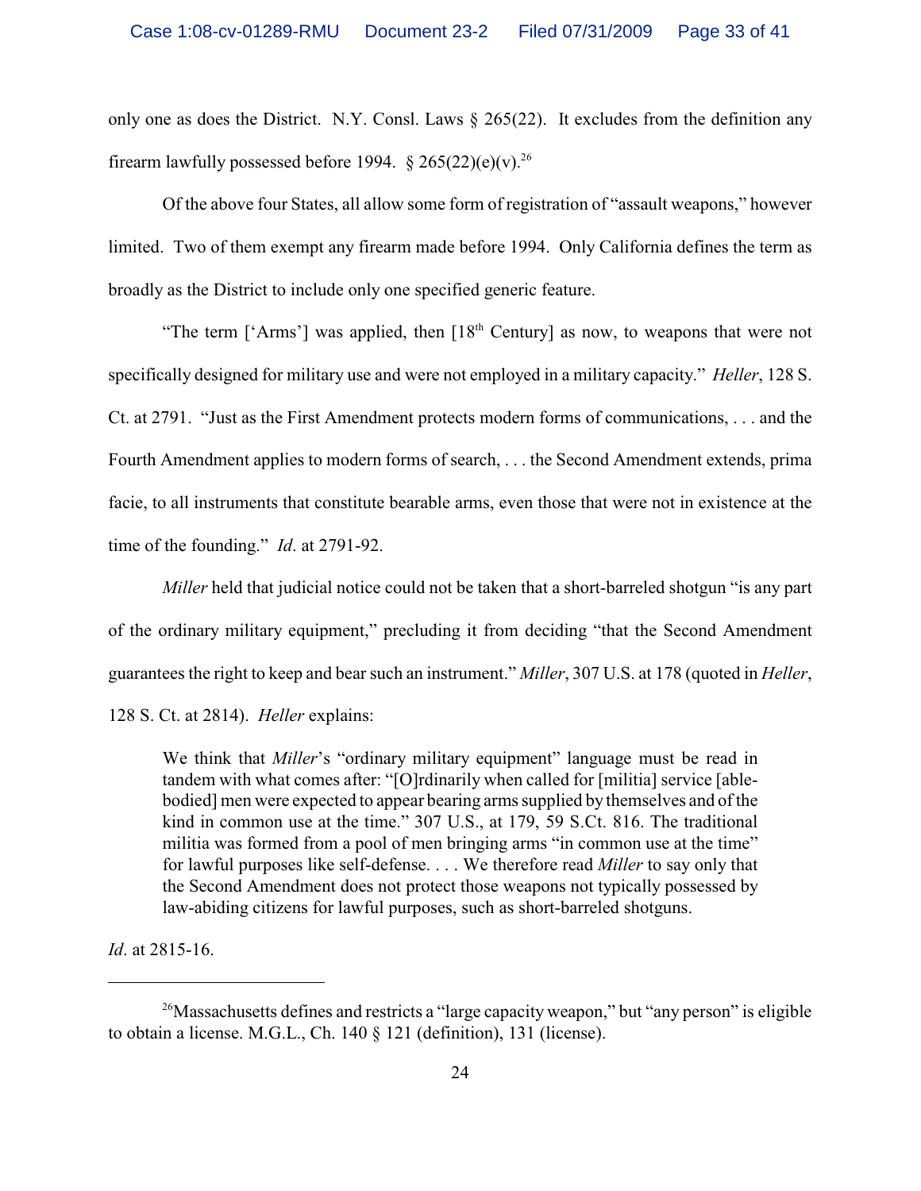only one as does the District. N.Y. Consl. Laws § 265(22). It excludes from the definition any firearm lawfully possessed before 1994. § 265(22)(e)(v).[26]

Of the above four States, all allow some form of registration of "assault weapons," however limited. Two of them exempt any firearm made before 1994. Only California defines the term as broadly as the District to include only one specified generic feature.

"The term ['Arms'] was applied, then [18th Century] as now, to weapons that were not specifically designed for military use and were not employed in a military capacity." *Heller*, 128 S. Ct. at 2791. "Just as the First Amendment protects modern forms of communications, . . . and the Fourth Amendment applies to modern forms of search, . . . the Second Amendment extends, prima facie, to all instruments that constitute bearable arms, even those that were not in existence at the time of the founding." *Id*. at 2791-92.

*Miller* held that judicial notice could not be taken that a short-barreled shotgun "is any part of the ordinary military equipment," precluding it from deciding "that the Second Amendment guarantees the right to keep and bear such an instrument." *Miller*, 307 U.S. at 178 (quoted in *Heller*, 128 S. Ct. at 2814). *Heller* explains:

> We think that *Miller*'s "ordinary military equipment" language must be read in tandem with what comes after: "[O]rdinarily when called for [militia] service [able-bodied] men were expected to appear bearing arms supplied by themselves and of the kind in common use at the time." 307 U.S., at 179, 59 S.Ct. 816. The traditional militia was formed from a pool of men bringing arms "in common use at the time" for lawful purposes like self-defense. . . . We therefore read *Miller* to say only that the Second Amendment does not protect those weapons not typically possessed by law-abiding citizens for lawful purposes, such as short-barreled shotguns.

*Id*. at 2815-16.

---

[26] Massachusetts defines and restricts a "large capacity weapon," but "any person" is eligible to obtain a license. M.G.L., Ch. 140 § 121 (definition), 131 (license).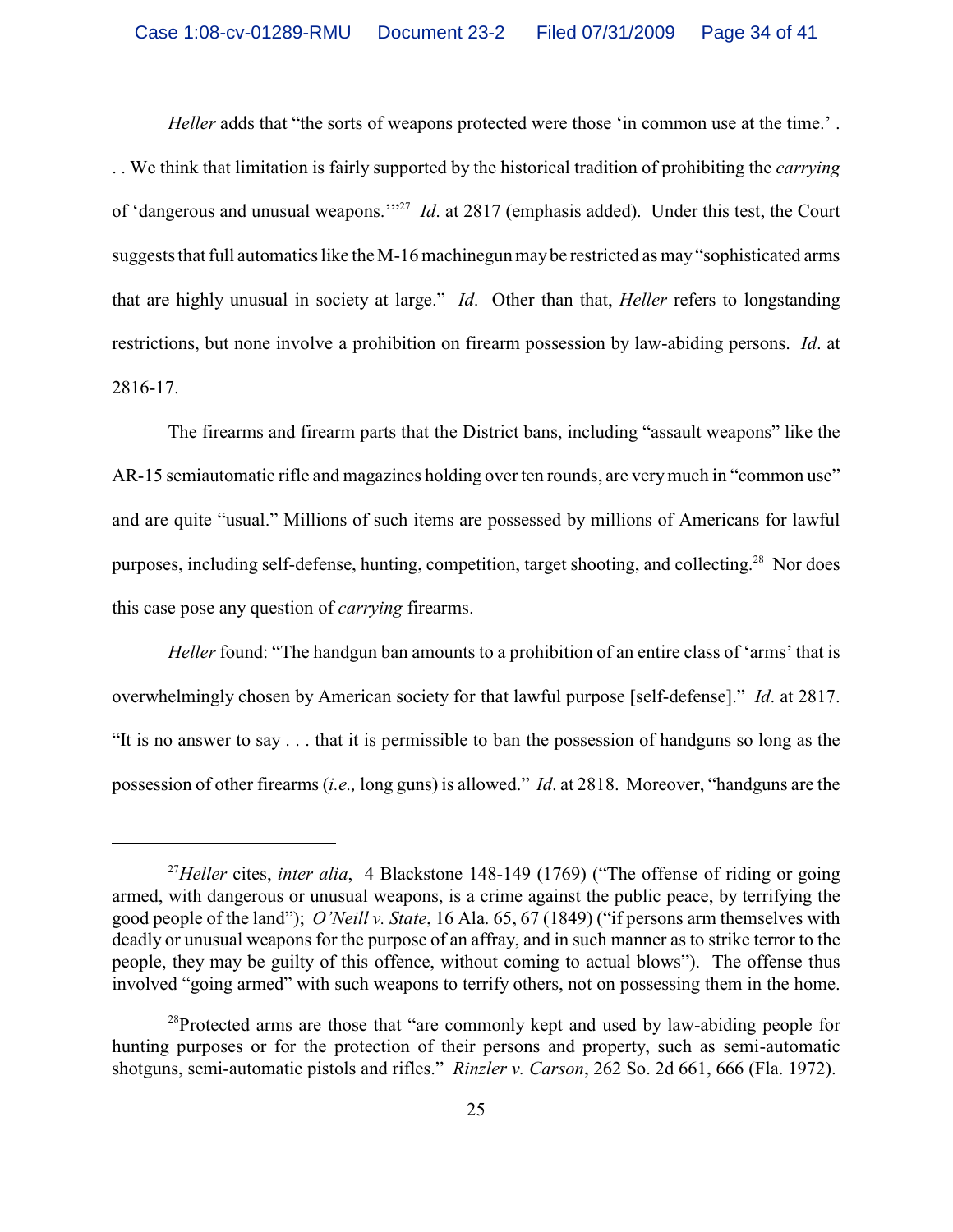*Heller* adds that "the sorts of weapons protected were those 'in common use at the time.' . . . We think that limitation is fairly supported by the historical tradition of prohibiting the *carrying* of 'dangerous and unusual weapons.'"[27] *Id*. at 2817 (emphasis added). Under this test, the Court suggests that full automatics like the M-16 machinegun may be restricted as may "sophisticated arms that are highly unusual in society at large." *Id*. Other than that, *Heller* refers to longstanding restrictions, but none involve a prohibition on firearm possession by law-abiding persons. *Id*. at 2816-17.

The firearms and firearm parts that the District bans, including "assault weapons" like the AR-15 semiautomatic rifle and magazines holding over ten rounds, are very much in "common use" and are quite "usual." Millions of such items are possessed by millions of Americans for lawful purposes, including self-defense, hunting, competition, target shooting, and collecting.[28] Nor does this case pose any question of *carrying* firearms.

*Heller* found: "The handgun ban amounts to a prohibition of an entire class of 'arms' that is overwhelmingly chosen by American society for that lawful purpose [self-defense]." *Id*. at 2817. "It is no answer to say . . . that it is permissible to ban the possession of handguns so long as the possession of other firearms (*i.e.,* long guns) is allowed." *Id*. at 2818. Moreover, "handguns are the

---

[27] *Heller* cites, *inter alia*, 4 Blackstone 148-149 (1769) ("The offense of riding or going armed, with dangerous or unusual weapons, is a crime against the public peace, by terrifying the good people of the land"); *O'Neill v. State*, 16 Ala. 65, 67 (1849) ("if persons arm themselves with deadly or unusual weapons for the purpose of an affray, and in such manner as to strike terror to the people, they may be guilty of this offence, without coming to actual blows"). The offense thus involved "going armed" with such weapons to terrify others, not on possessing them in the home.

[28] Protected arms are those that "are commonly kept and used by law-abiding people for hunting purposes or for the protection of their persons and property, such as semi-automatic shotguns, semi-automatic pistols and rifles." *Rinzler v. Carson*, 262 So. 2d 661, 666 (Fla. 1972).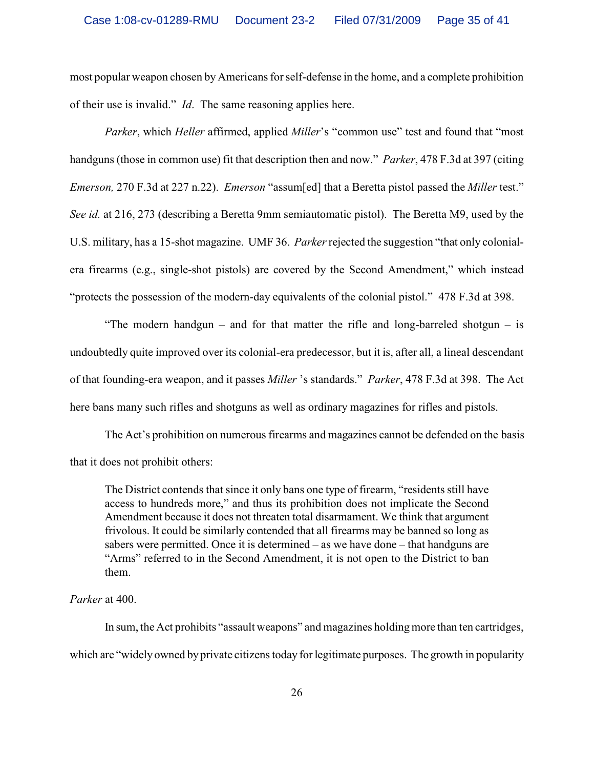most popular weapon chosen by Americans for self-defense in the home, and a complete prohibition of their use is invalid." *Id*. The same reasoning applies here.

*Parker*, which *Heller* affirmed, applied *Miller*'s "common use" test and found that "most handguns (those in common use) fit that description then and now." *Parker*, 478 F.3d at 397 (citing *Emerson,* 270 F.3d at 227 n.22). *Emerson* "assum[ed] that a Beretta pistol passed the *Miller* test." *See id.* at 216, 273 (describing a Beretta 9mm semiautomatic pistol). The Beretta M9, used by the U.S. military, has a 15-shot magazine. UMF 36. *Parker* rejected the suggestion "that only colonial-era firearms (e.g., single-shot pistols) are covered by the Second Amendment," which instead "protects the possession of the modern-day equivalents of the colonial pistol." 478 F.3d at 398.

"The modern handgun – and for that matter the rifle and long-barreled shotgun – is undoubtedly quite improved over its colonial-era predecessor, but it is, after all, a lineal descendant of that founding-era weapon, and it passes *Miller* 's standards." *Parker*, 478 F.3d at 398. The Act here bans many such rifles and shotguns as well as ordinary magazines for rifles and pistols.

The Act's prohibition on numerous firearms and magazines cannot be defended on the basis that it does not prohibit others:

> The District contends that since it only bans one type of firearm, "residents still have access to hundreds more," and thus its prohibition does not implicate the Second Amendment because it does not threaten total disarmament. We think that argument frivolous. It could be similarly contended that all firearms may be banned so long as sabers were permitted. Once it is determined – as we have done – that handguns are "Arms" referred to in the Second Amendment, it is not open to the District to ban them.

*Parker* at 400.

In sum, the Act prohibits "assault weapons" and magazines holding more than ten cartridges, which are "widely owned by private citizens today for legitimate purposes. The growth in popularity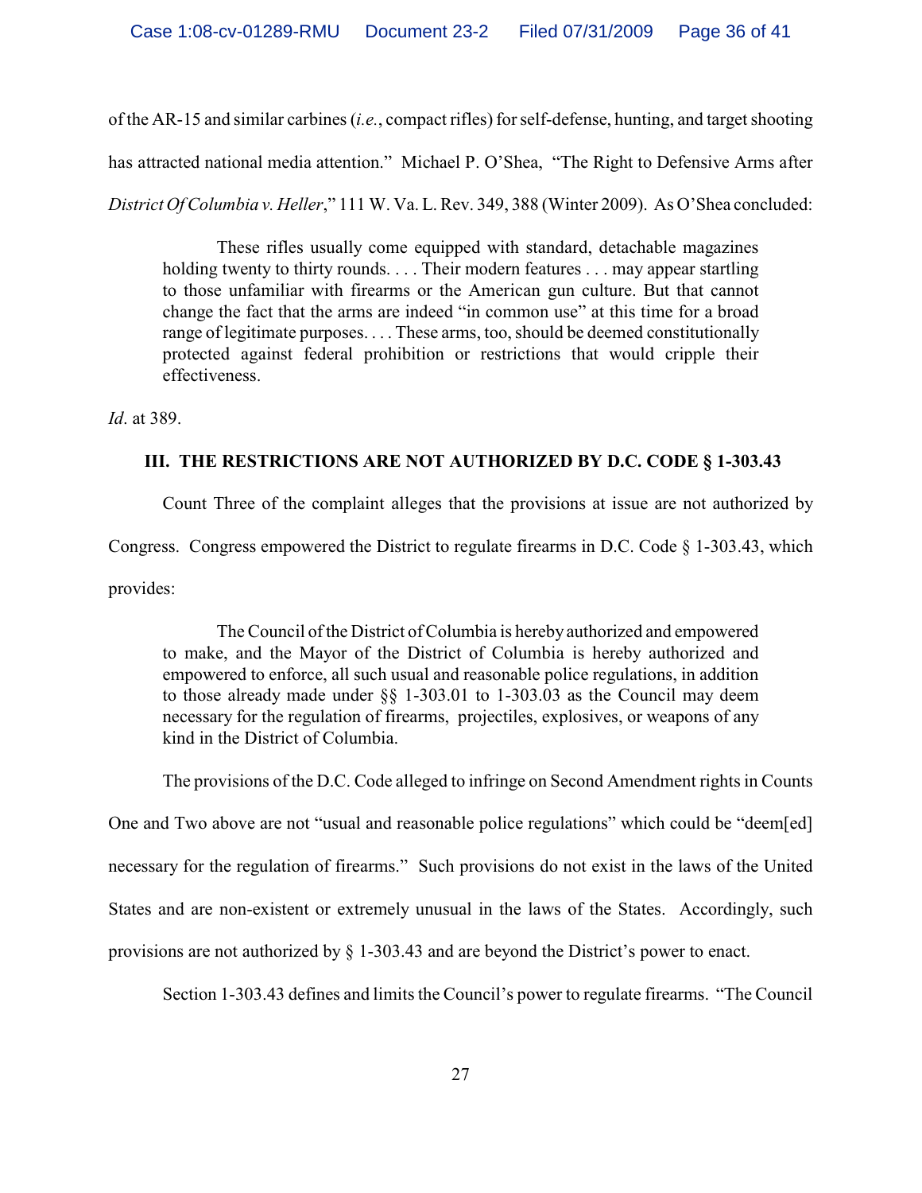of the AR-15 and similar carbines (*i.e.*, compact rifles) for self-defense, hunting, and target shooting has attracted national media attention." Michael P. O'Shea, "The Right to Defensive Arms after *District Of Columbia v. Heller*," 111 W. Va. L. Rev. 349, 388 (Winter 2009). As O'Shea concluded:

> These rifles usually come equipped with standard, detachable magazines holding twenty to thirty rounds. . . . Their modern features . . . may appear startling to those unfamiliar with firearms or the American gun culture. But that cannot change the fact that the arms are indeed "in common use" at this time for a broad range of legitimate purposes. . . . These arms, too, should be deemed constitutionally protected against federal prohibition or restrictions that would cripple their effectiveness.

*Id*. at 389.

### III. THE RESTRICTIONS ARE NOT AUTHORIZED BY D.C. CODE § 1-303.43

Count Three of the complaint alleges that the provisions at issue are not authorized by Congress. Congress empowered the District to regulate firearms in D.C. Code § 1-303.43, which provides:

> The Council of the District of Columbia is hereby authorized and empowered to make, and the Mayor of the District of Columbia is hereby authorized and empowered to enforce, all such usual and reasonable police regulations, in addition to those already made under §§ 1-303.01 to 1-303.03 as the Council may deem necessary for the regulation of firearms, projectiles, explosives, or weapons of any kind in the District of Columbia.

The provisions of the D.C. Code alleged to infringe on Second Amendment rights in Counts One and Two above are not "usual and reasonable police regulations" which could be "deem[ed] necessary for the regulation of firearms." Such provisions do not exist in the laws of the United States and are non-existent or extremely unusual in the laws of the States. Accordingly, such provisions are not authorized by § 1-303.43 and are beyond the District's power to enact.

Section 1-303.43 defines and limits the Council's power to regulate firearms. "The Council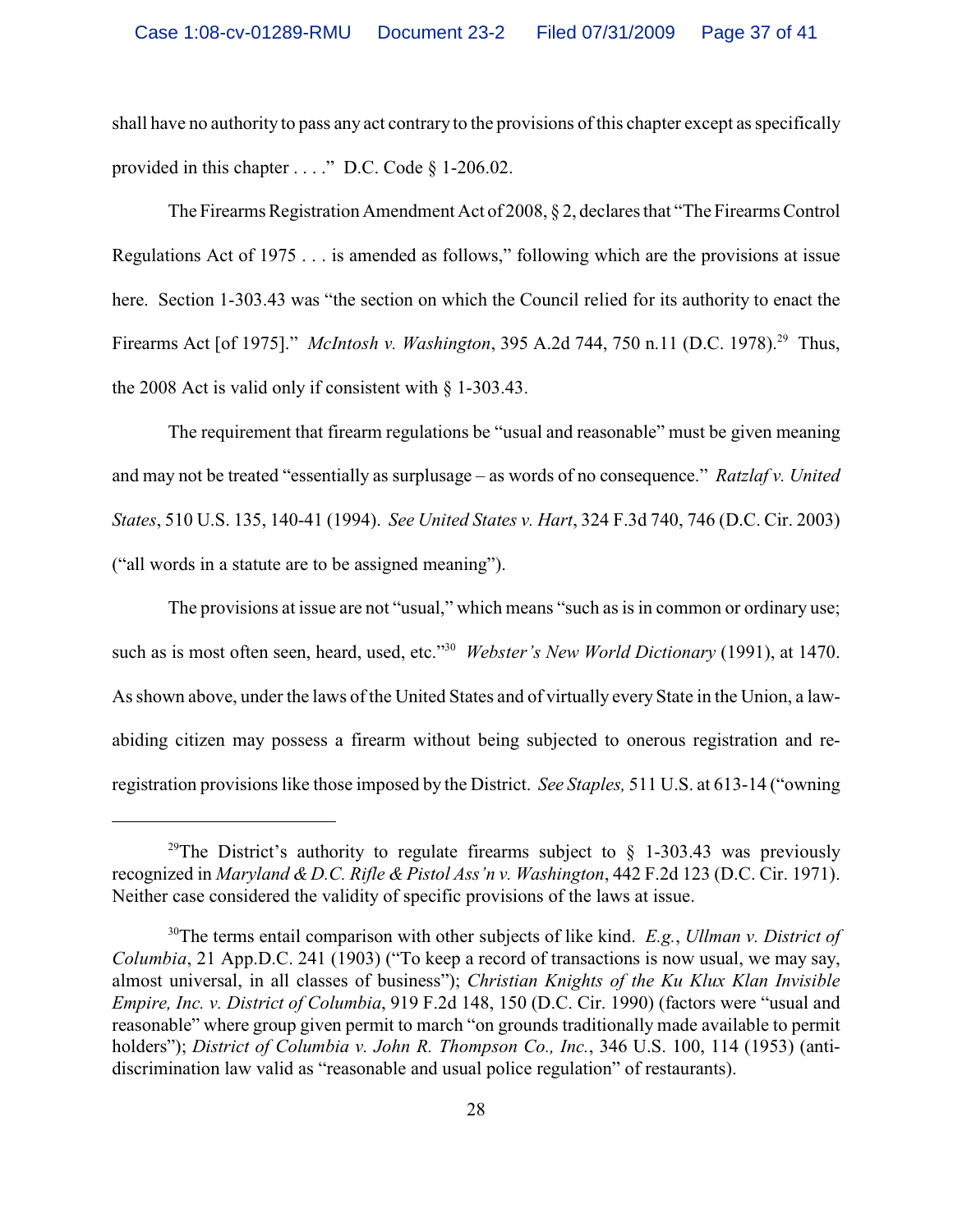shall have no authority to pass any act contrary to the provisions of this chapter except as specifically provided in this chapter . . . ." D.C. Code § 1-206.02.

The Firearms Registration Amendment Act of 2008, § 2, declares that "The Firearms Control Regulations Act of 1975 . . . is amended as follows," following which are the provisions at issue here. Section 1-303.43 was "the section on which the Council relied for its authority to enact the Firearms Act [of 1975]." *McIntosh v. Washington*, 395 A.2d 744, 750 n.11 (D.C. 1978).[29] Thus, the 2008 Act is valid only if consistent with § 1-303.43.

The requirement that firearm regulations be "usual and reasonable" must be given meaning and may not be treated "essentially as surplusage – as words of no consequence." *Ratzlaf v. United States*, 510 U.S. 135, 140-41 (1994). *See United States v. Hart*, 324 F.3d 740, 746 (D.C. Cir. 2003) ("all words in a statute are to be assigned meaning").

The provisions at issue are not "usual," which means "such as is in common or ordinary use; such as is most often seen, heard, used, etc."[30] *Webster's New World Dictionary* (1991), at 1470. As shown above, under the laws of the United States and of virtually every State in the Union, a law-abiding citizen may possess a firearm without being subjected to onerous registration and re-registration provisions like those imposed by the District. *See Staples,* 511 U.S. at 613-14 ("owning

---

[29] The District's authority to regulate firearms subject to § 1-303.43 was previously recognized in *Maryland & D.C. Rifle & Pistol Ass'n v. Washington*, 442 F.2d 123 (D.C. Cir. 1971). Neither case considered the validity of specific provisions of the laws at issue.

[30] The terms entail comparison with other subjects of like kind. *E.g.*, *Ullman v. District of Columbia*, 21 App.D.C. 241 (1903) ("To keep a record of transactions is now usual, we may say, almost universal, in all classes of business"); *Christian Knights of the Ku Klux Klan Invisible Empire, Inc. v. District of Columbia*, 919 F.2d 148, 150 (D.C. Cir. 1990) (factors were "usual and reasonable" where group given permit to march "on grounds traditionally made available to permit holders"); *District of Columbia v. John R. Thompson Co., Inc.*, 346 U.S. 100, 114 (1953) (anti-discrimination law valid as "reasonable and usual police regulation" of restaurants).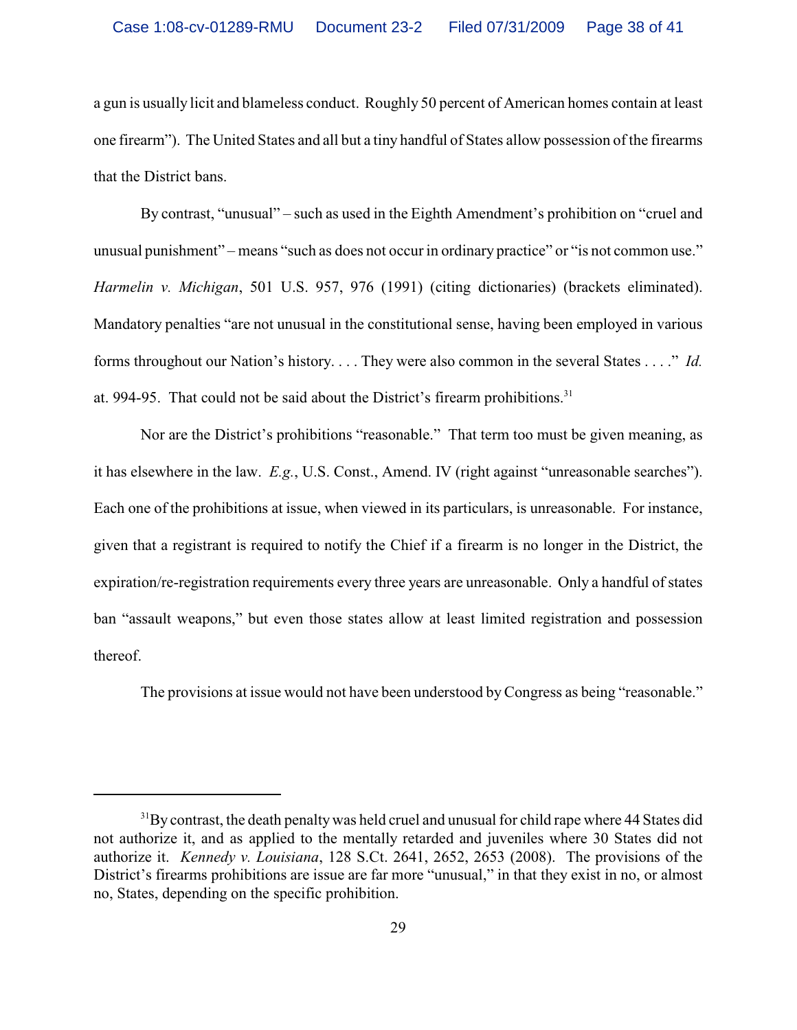a gun is usually licit and blameless conduct. Roughly 50 percent of American homes contain at least one firearm"). The United States and all but a tiny handful of States allow possession of the firearms that the District bans.

By contrast, "unusual" – such as used in the Eighth Amendment's prohibition on "cruel and unusual punishment" – means "such as does not occur in ordinary practice" or "is not common use." *Harmelin v. Michigan*, 501 U.S. 957, 976 (1991) (citing dictionaries) (brackets eliminated). Mandatory penalties "are not unusual in the constitutional sense, having been employed in various forms throughout our Nation's history. . . . They were also common in the several States . . . ." *Id.* at. 994-95. That could not be said about the District's firearm prohibitions.[31]

Nor are the District's prohibitions "reasonable." That term too must be given meaning, as it has elsewhere in the law. *E.g.*, U.S. Const., Amend. IV (right against "unreasonable searches"). Each one of the prohibitions at issue, when viewed in its particulars, is unreasonable. For instance, given that a registrant is required to notify the Chief if a firearm is no longer in the District, the expiration/re-registration requirements every three years are unreasonable. Only a handful of states ban "assault weapons," but even those states allow at least limited registration and possession thereof.

The provisions at issue would not have been understood by Congress as being "reasonable."

---

[31] By contrast, the death penalty was held cruel and unusual for child rape where 44 States did not authorize it, and as applied to the mentally retarded and juveniles where 30 States did not authorize it. *Kennedy v. Louisiana*, 128 S.Ct. 2641, 2652, 2653 (2008). The provisions of the District's firearms prohibitions are issue are far more "unusual," in that they exist in no, or almost no, States, depending on the specific prohibition.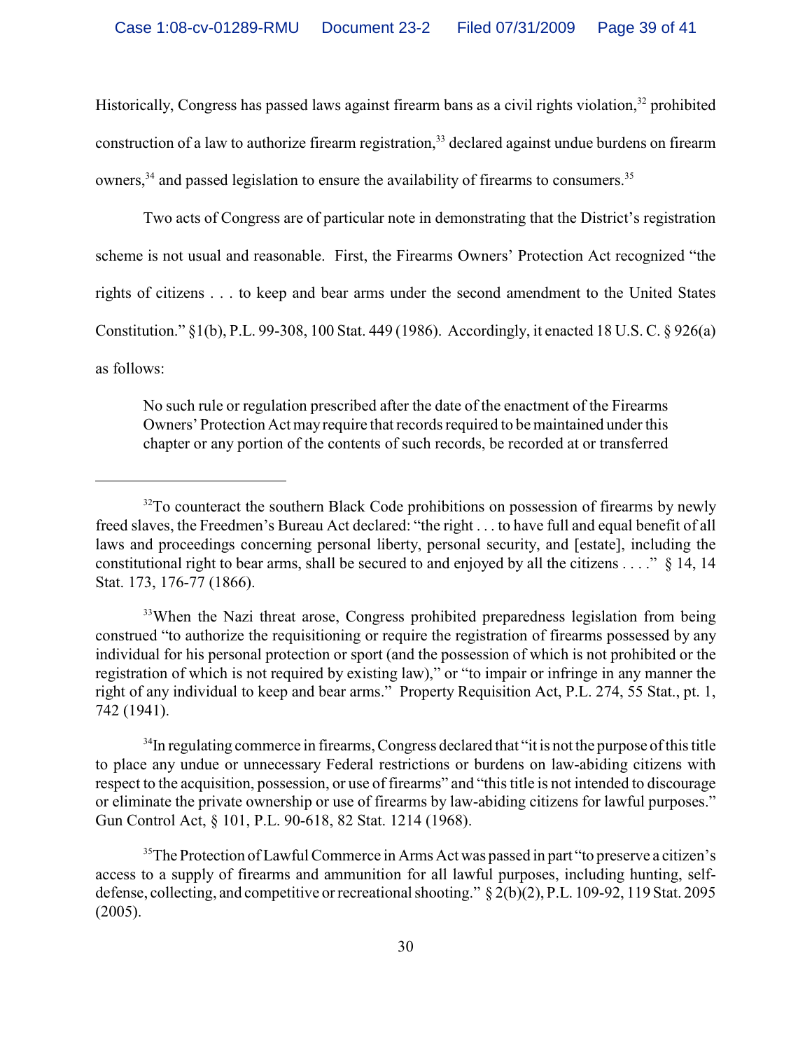Historically, Congress has passed laws against firearm bans as a civil rights violation,[32] prohibited construction of a law to authorize firearm registration,[33] declared against undue burdens on firearm owners,[34] and passed legislation to ensure the availability of firearms to consumers.[35]

Two acts of Congress are of particular note in demonstrating that the District's registration scheme is not usual and reasonable. First, the Firearms Owners' Protection Act recognized "the rights of citizens . . . to keep and bear arms under the second amendment to the United States Constitution." §1(b), P.L. 99-308, 100 Stat. 449 (1986). Accordingly, it enacted 18 U.S. C. § 926(a) as follows:

> No such rule or regulation prescribed after the date of the enactment of the Firearms Owners' Protection Act may require that records required to be maintained under this chapter or any portion of the contents of such records, be recorded at or transferred

---

[32]To counteract the southern Black Code prohibitions on possession of firearms by newly freed slaves, the Freedmen's Bureau Act declared: "the right . . . to have full and equal benefit of all laws and proceedings concerning personal liberty, personal security, and [estate], including the constitutional right to bear arms, shall be secured to and enjoyed by all the citizens . . . ." § 14, 14 Stat. 173, 176-77 (1866).

[33]When the Nazi threat arose, Congress prohibited preparedness legislation from being construed "to authorize the requisitioning or require the registration of firearms possessed by any individual for his personal protection or sport (and the possession of which is not prohibited or the registration of which is not required by existing law)," or "to impair or infringe in any manner the right of any individual to keep and bear arms." Property Requisition Act, P.L. 274, 55 Stat., pt. 1, 742 (1941).

[34]In regulating commerce in firearms, Congress declared that "it is not the purpose of this title to place any undue or unnecessary Federal restrictions or burdens on law-abiding citizens with respect to the acquisition, possession, or use of firearms" and "this title is not intended to discourage or eliminate the private ownership or use of firearms by law-abiding citizens for lawful purposes." Gun Control Act, § 101, P.L. 90-618, 82 Stat. 1214 (1968).

[35]The Protection of Lawful Commerce in Arms Act was passed in part "to preserve a citizen's access to a supply of firearms and ammunition for all lawful purposes, including hunting, self-defense, collecting, and competitive or recreational shooting." § 2(b)(2), P.L. 109-92, 119 Stat. 2095 (2005).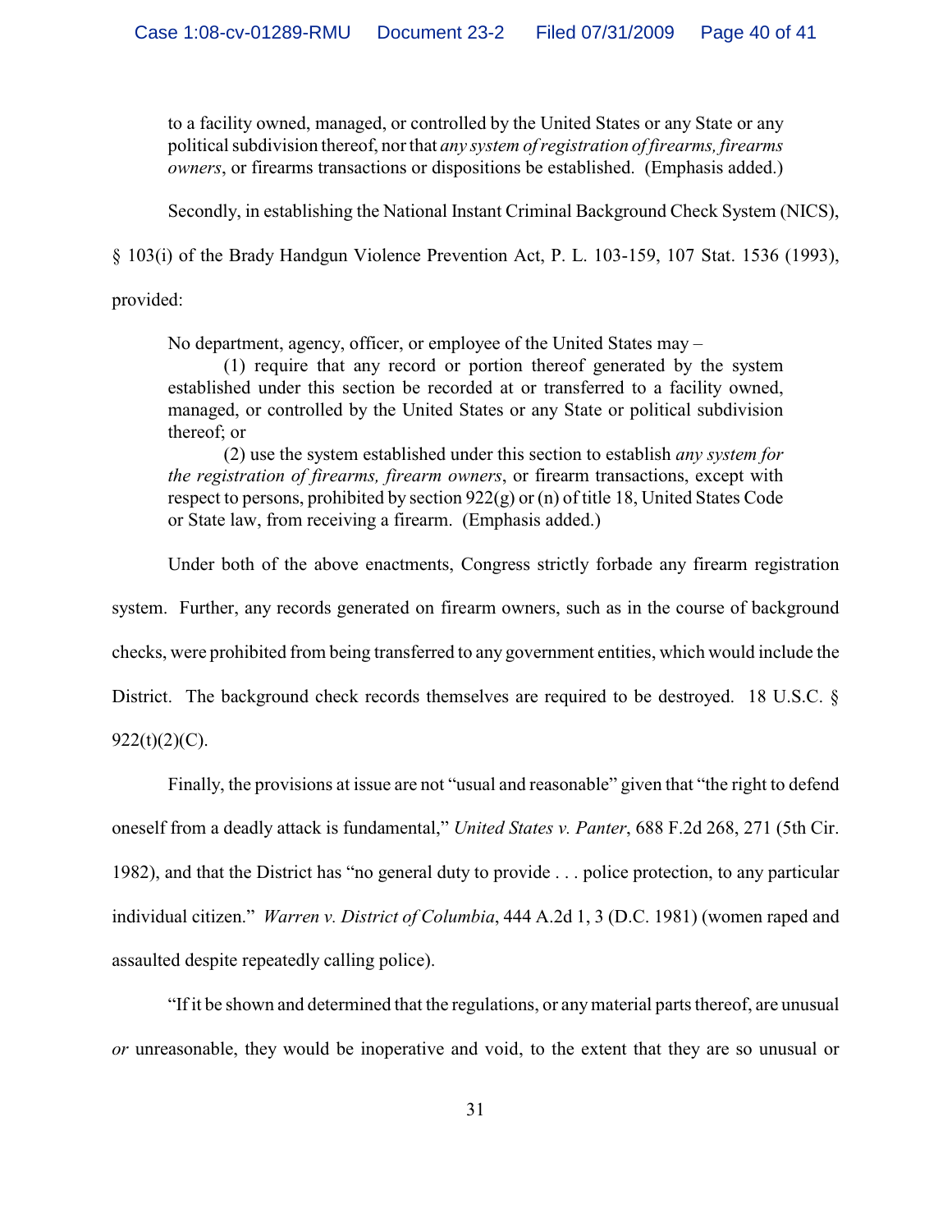> to a facility owned, managed, or controlled by the United States or any State or any political subdivision thereof, nor that *any system of registration of firearms, firearms owners*, or firearms transactions or dispositions be established. (Emphasis added.)

Secondly, in establishing the National Instant Criminal Background Check System (NICS), § 103(i) of the Brady Handgun Violence Prevention Act, P. L. 103-159, 107 Stat. 1536 (1993), provided:

> No department, agency, officer, or employee of the United States may –
>
> (1) require that any record or portion thereof generated by the system established under this section be recorded at or transferred to a facility owned, managed, or controlled by the United States or any State or political subdivision thereof; or
>
> (2) use the system established under this section to establish *any system for the registration of firearms, firearm owners*, or firearm transactions, except with respect to persons, prohibited by section 922(g) or (n) of title 18, United States Code or State law, from receiving a firearm. (Emphasis added.)

Under both of the above enactments, Congress strictly forbade any firearm registration system. Further, any records generated on firearm owners, such as in the course of background checks, were prohibited from being transferred to any government entities, which would include the District. The background check records themselves are required to be destroyed. 18 U.S.C. § 922(t)(2)(C).

Finally, the provisions at issue are not "usual and reasonable" given that "the right to defend oneself from a deadly attack is fundamental," *United States v. Panter*, 688 F.2d 268, 271 (5th Cir. 1982), and that the District has "no general duty to provide . . . police protection, to any particular individual citizen." *Warren v. District of Columbia*, 444 A.2d 1, 3 (D.C. 1981) (women raped and assaulted despite repeatedly calling police).

"If it be shown and determined that the regulations, or any material parts thereof, are unusual *or* unreasonable, they would be inoperative and void, to the extent that they are so unusual or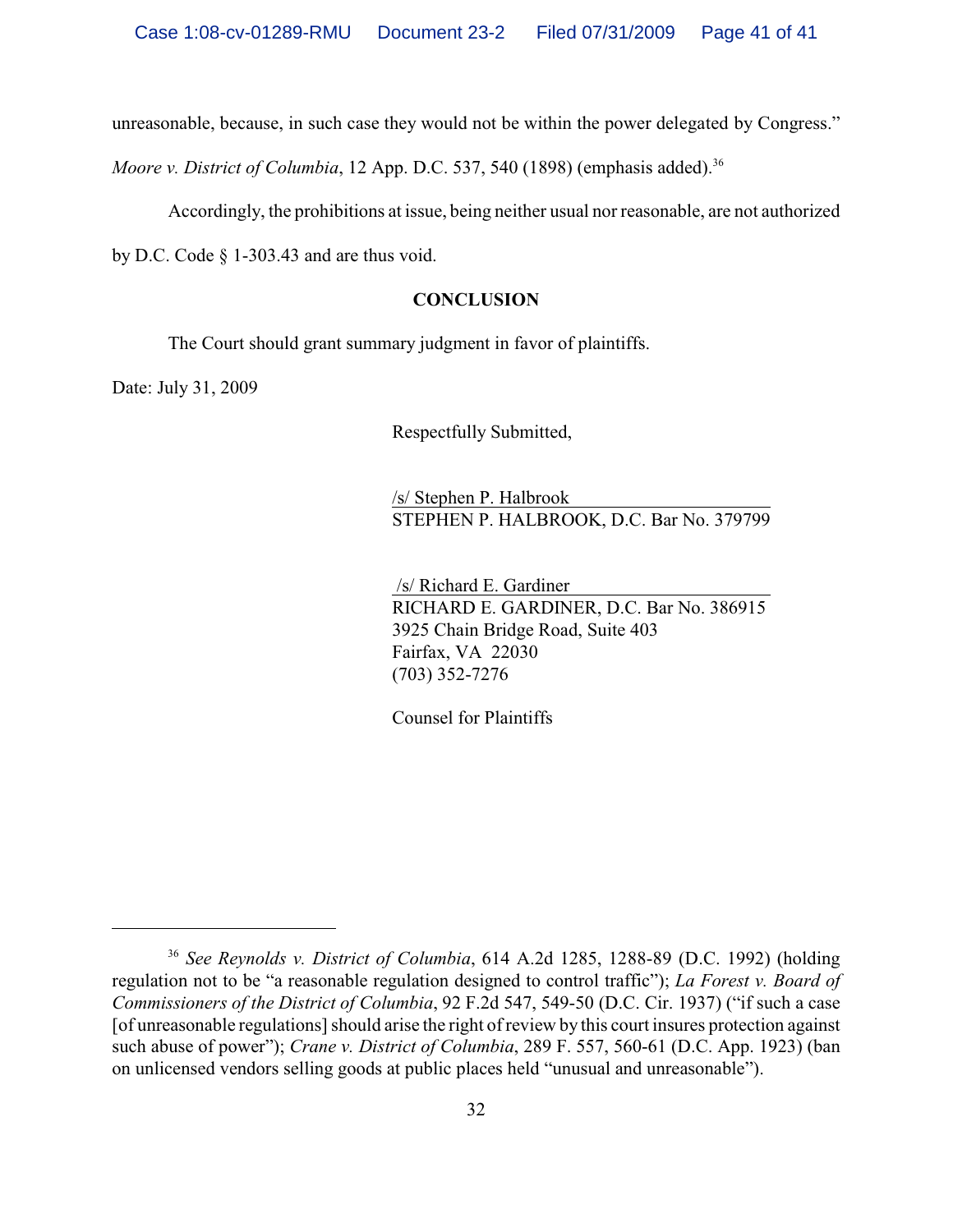unreasonable, because, in such case they would not be within the power delegated by Congress." *Moore v. District of Columbia*, 12 App. D.C. 537, 540 (1898) (emphasis added).[36]

Accordingly, the prohibitions at issue, being neither usual nor reasonable, are not authorized by D.C. Code § 1-303.43 and are thus void.

**CONCLUSION**

The Court should grant summary judgment in favor of plaintiffs.

Date: July 31, 2009

Respectfully Submitted,

/s/ Stephen P. Halbrook
STEPHEN P. HALBROOK, D.C. Bar No. 379799

/s/ Richard E. Gardiner
RICHARD E. GARDINER, D.C. Bar No. 386915
3925 Chain Bridge Road, Suite 403
Fairfax, VA 22030
(703) 352-7276

Counsel for Plaintiffs

---

[36] *See Reynolds v. District of Columbia*, 614 A.2d 1285, 1288-89 (D.C. 1992) (holding regulation not to be "a reasonable regulation designed to control traffic"); *La Forest v. Board of Commissioners of the District of Columbia*, 92 F.2d 547, 549-50 (D.C. Cir. 1937) ("if such a case [of unreasonable regulations] should arise the right of review by this court insures protection against such abuse of power"); *Crane v. District of Columbia*, 289 F. 557, 560-61 (D.C. App. 1923) (ban on unlicensed vendors selling goods at public places held "unusual and unreasonable").